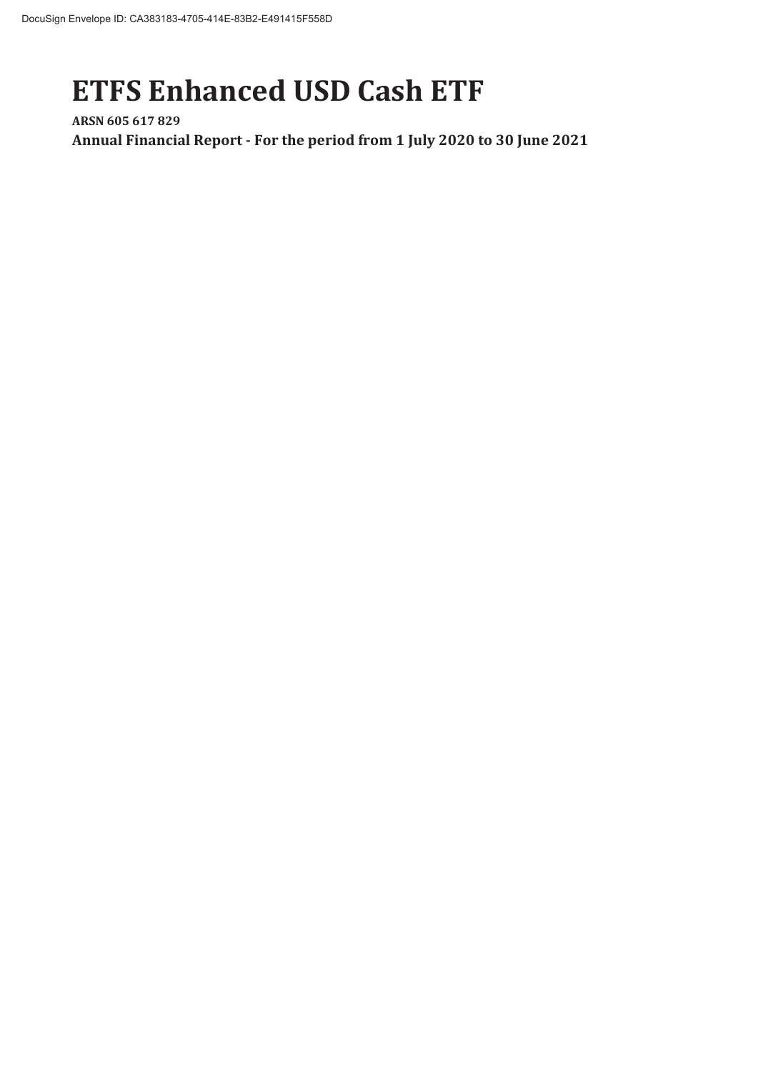# ETFS Enhanced USD Cash ETF

**ARSN 605 617 829**

**Annual Financial Report - For the period from 1 July 2020 to 30 June 2021**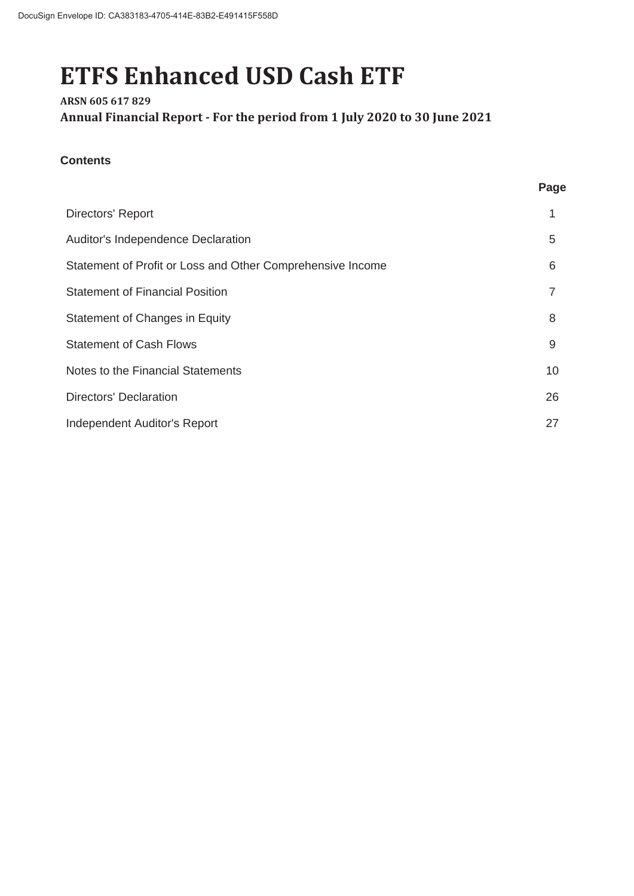# ETFS Enhanced USD Cash ETF

**ARSN 605 617 829**

**Annual Financial Report - For the period from 1 July 2020 to 30 June 2021**

**Contents**

| | Page |
|---|---|
| Directors' Report | 1 |
| Auditor's Independence Declaration | 5 |
| Statement of Profit or Loss and Other Comprehensive Income | 6 |
| Statement of Financial Position | 7 |
| Statement of Changes in Equity | 8 |
| Statement of Cash Flows | 9 |
| Notes to the Financial Statements | 10 |
| Directors' Declaration | 26 |
| Independent Auditor's Report | 27 |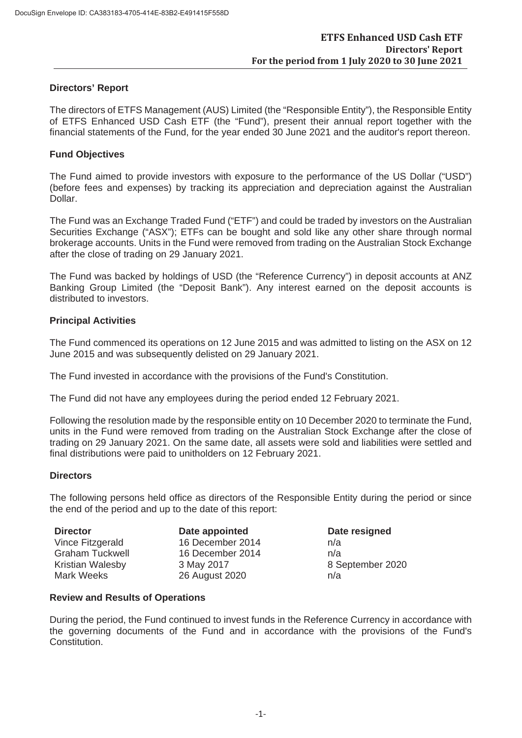## Directors' Report

The directors of ETFS Management (AUS) Limited (the "Responsible Entity"), the Responsible Entity of ETFS Enhanced USD Cash ETF (the "Fund"), present their annual report together with the financial statements of the Fund, for the year ended 30 June 2021 and the auditor's report thereon.

## Fund Objectives

The Fund aimed to provide investors with exposure to the performance of the US Dollar ("USD") (before fees and expenses) by tracking its appreciation and depreciation against the Australian Dollar.

The Fund was an Exchange Traded Fund ("ETF") and could be traded by investors on the Australian Securities Exchange ("ASX"); ETFs can be bought and sold like any other share through normal brokerage accounts. Units in the Fund were removed from trading on the Australian Stock Exchange after the close of trading on 29 January 2021.

The Fund was backed by holdings of USD (the "Reference Currency") in deposit accounts at ANZ Banking Group Limited (the "Deposit Bank"). Any interest earned on the deposit accounts is distributed to investors.

## Principal Activities

The Fund commenced its operations on 12 June 2015 and was admitted to listing on the ASX on 12 June 2015 and was subsequently delisted on 29 January 2021.

The Fund invested in accordance with the provisions of the Fund's Constitution.

The Fund did not have any employees during the period ended 12 February 2021.

Following the resolution made by the responsible entity on 10 December 2020 to terminate the Fund, units in the Fund were removed from trading on the Australian Stock Exchange after the close of trading on 29 January 2021. On the same date, all assets were sold and liabilities were settled and final distributions were paid to unitholders on 12 February 2021.

## Directors

The following persons held office as directors of the Responsible Entity during the period or since the end of the period and up to the date of this report:

| Director | Date appointed | Date resigned |
|---|---|---|
| Vince Fitzgerald | 16 December 2014 | n/a |
| Graham Tuckwell | 16 December 2014 | n/a |
| Kristian Walesby | 3 May 2017 | 8 September 2020 |
| Mark Weeks | 26 August 2020 | n/a |

## Review and Results of Operations

During the period, the Fund continued to invest funds in the Reference Currency in accordance with the governing documents of the Fund and in accordance with the provisions of the Fund's Constitution.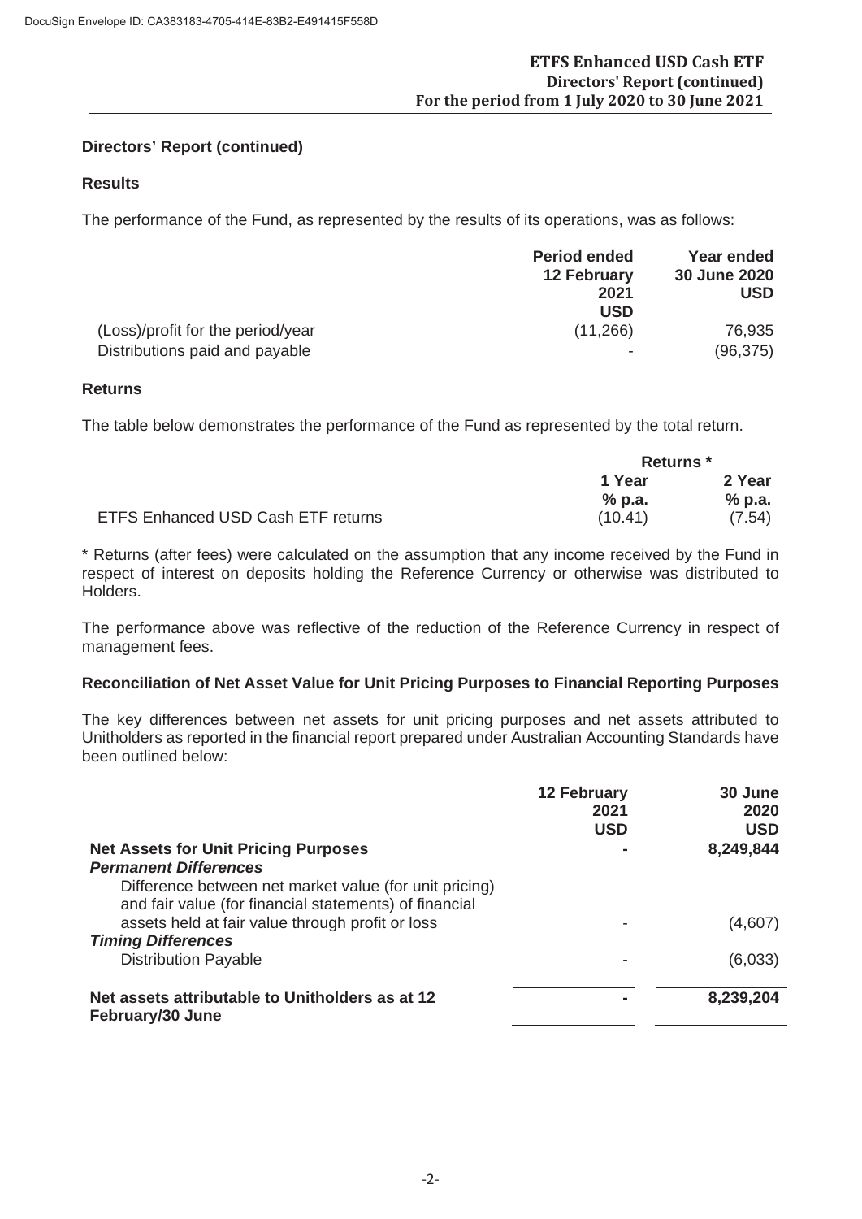## Directors' Report (continued)

### Results

The performance of the Fund, as represented by the results of its operations, was as follows:

| | Period ended 12 February 2021 USD | Year ended 30 June 2020 USD |
|---|---|---|
| (Loss)/profit for the period/year | (11,266) | 76,935 |
| Distributions paid and payable | - | (96,375) |

### Returns

The table below demonstrates the performance of the Fund as represented by the total return.

| | Returns * | |
|---|---|---|
| | 1 Year % p.a. | 2 Year % p.a. |
| ETFS Enhanced USD Cash ETF returns | (10.41) | (7.54) |

* Returns (after fees) were calculated on the assumption that any income received by the Fund in respect of interest on deposits holding the Reference Currency or otherwise was distributed to Holders.

The performance above was reflective of the reduction of the Reference Currency in respect of management fees.

### Reconciliation of Net Asset Value for Unit Pricing Purposes to Financial Reporting Purposes

The key differences between net assets for unit pricing purposes and net assets attributed to Unitholders as reported in the financial report prepared under Australian Accounting Standards have been outlined below:

| | 12 February 2021 USD | 30 June 2020 USD |
|---|---|---|
| **Net Assets for Unit Pricing Purposes** | **-** | **8,249,844** |
| ***Permanent Differences*** | | |
| Difference between net market value (for unit pricing) and fair value (for financial statements) of financial assets held at fair value through profit or loss | - | (4,607) |
| ***Timing Differences*** | | |
| Distribution Payable | - | (6,033) |
| **Net assets attributable to Unitholders as at 12 February/30 June** | **-** | **8,239,204** |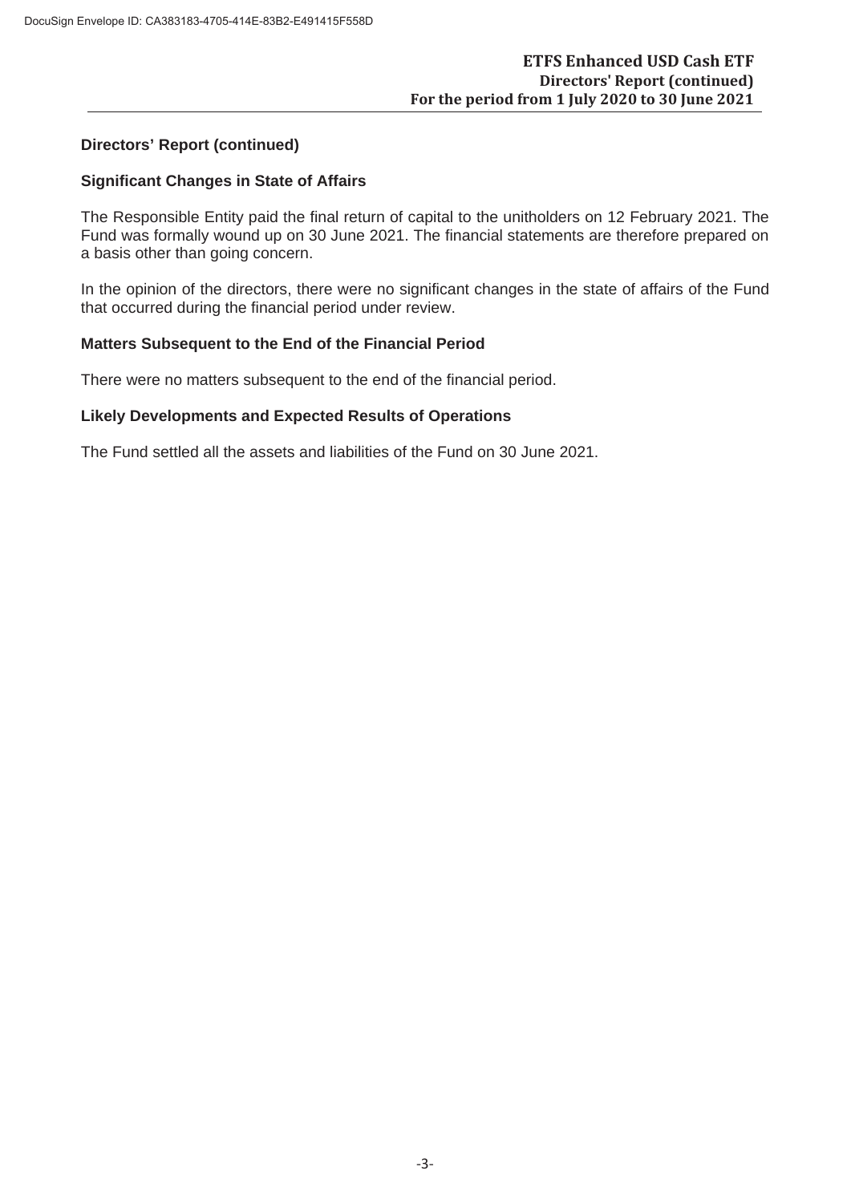## Directors' Report (continued)

### Significant Changes in State of Affairs

The Responsible Entity paid the final return of capital to the unitholders on 12 February 2021. The Fund was formally wound up on 30 June 2021. The financial statements are therefore prepared on a basis other than going concern.

In the opinion of the directors, there were no significant changes in the state of affairs of the Fund that occurred during the financial period under review.

### Matters Subsequent to the End of the Financial Period

There were no matters subsequent to the end of the financial period.

### Likely Developments and Expected Results of Operations

The Fund settled all the assets and liabilities of the Fund on 30 June 2021.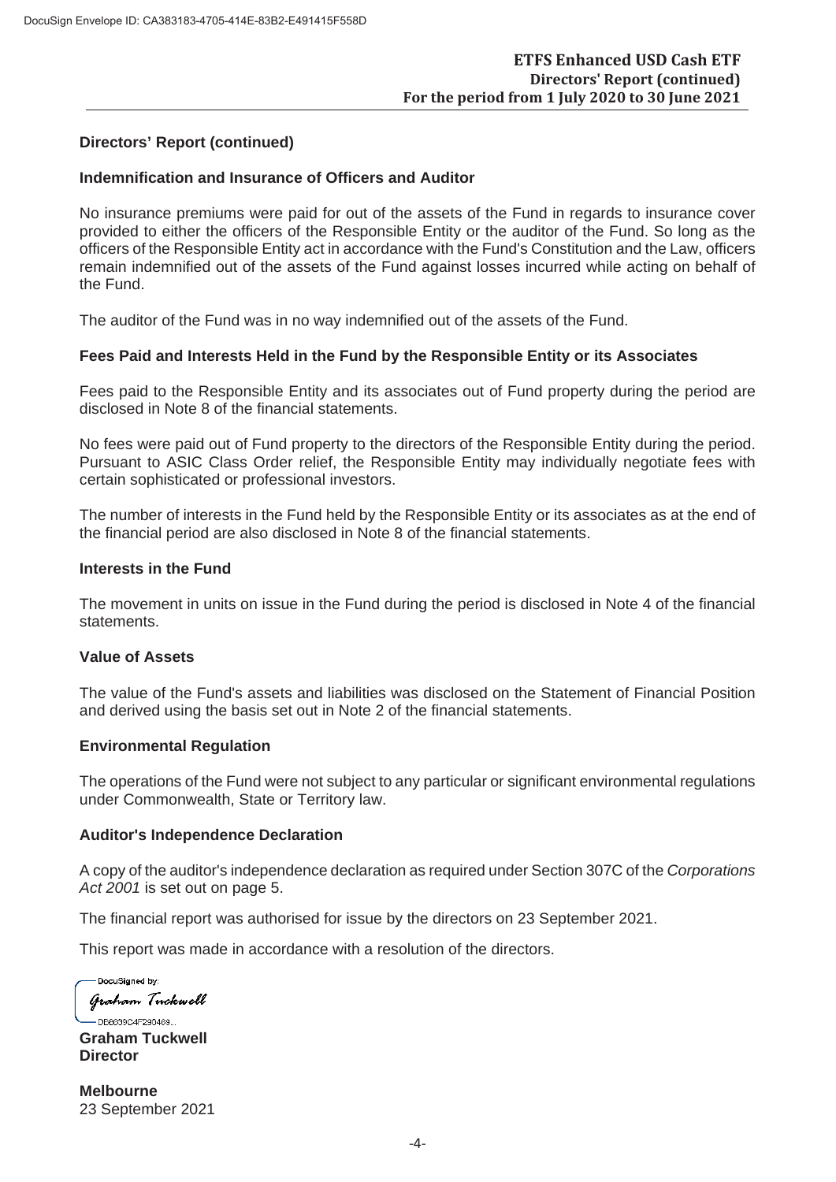## Directors' Report (continued)

### Indemnification and Insurance of Officers and Auditor

No insurance premiums were paid for out of the assets of the Fund in regards to insurance cover provided to either the officers of the Responsible Entity or the auditor of the Fund. So long as the officers of the Responsible Entity act in accordance with the Fund's Constitution and the Law, officers remain indemnified out of the assets of the Fund against losses incurred while acting on behalf of the Fund.

The auditor of the Fund was in no way indemnified out of the assets of the Fund.

### Fees Paid and Interests Held in the Fund by the Responsible Entity or its Associates

Fees paid to the Responsible Entity and its associates out of Fund property during the period are disclosed in Note 8 of the financial statements.

No fees were paid out of Fund property to the directors of the Responsible Entity during the period. Pursuant to ASIC Class Order relief, the Responsible Entity may individually negotiate fees with certain sophisticated or professional investors.

The number of interests in the Fund held by the Responsible Entity or its associates as at the end of the financial period are also disclosed in Note 8 of the financial statements.

### Interests in the Fund

The movement in units on issue in the Fund during the period is disclosed in Note 4 of the financial statements.

### Value of Assets

The value of the Fund's assets and liabilities was disclosed on the Statement of Financial Position and derived using the basis set out in Note 2 of the financial statements.

### Environmental Regulation

The operations of the Fund were not subject to any particular or significant environmental regulations under Commonwealth, State or Territory law.

### Auditor's Independence Declaration

A copy of the auditor's independence declaration as required under Section 307C of the *Corporations Act 2001* is set out on page 5.

The financial report was authorised for issue by the directors on 23 September 2021.

This report was made in accordance with a resolution of the directors.

DocuSigned by:
Graham Tuckwell
DE6039C4F290469...

**Graham Tuckwell**
**Director**

**Melbourne**
23 September 2021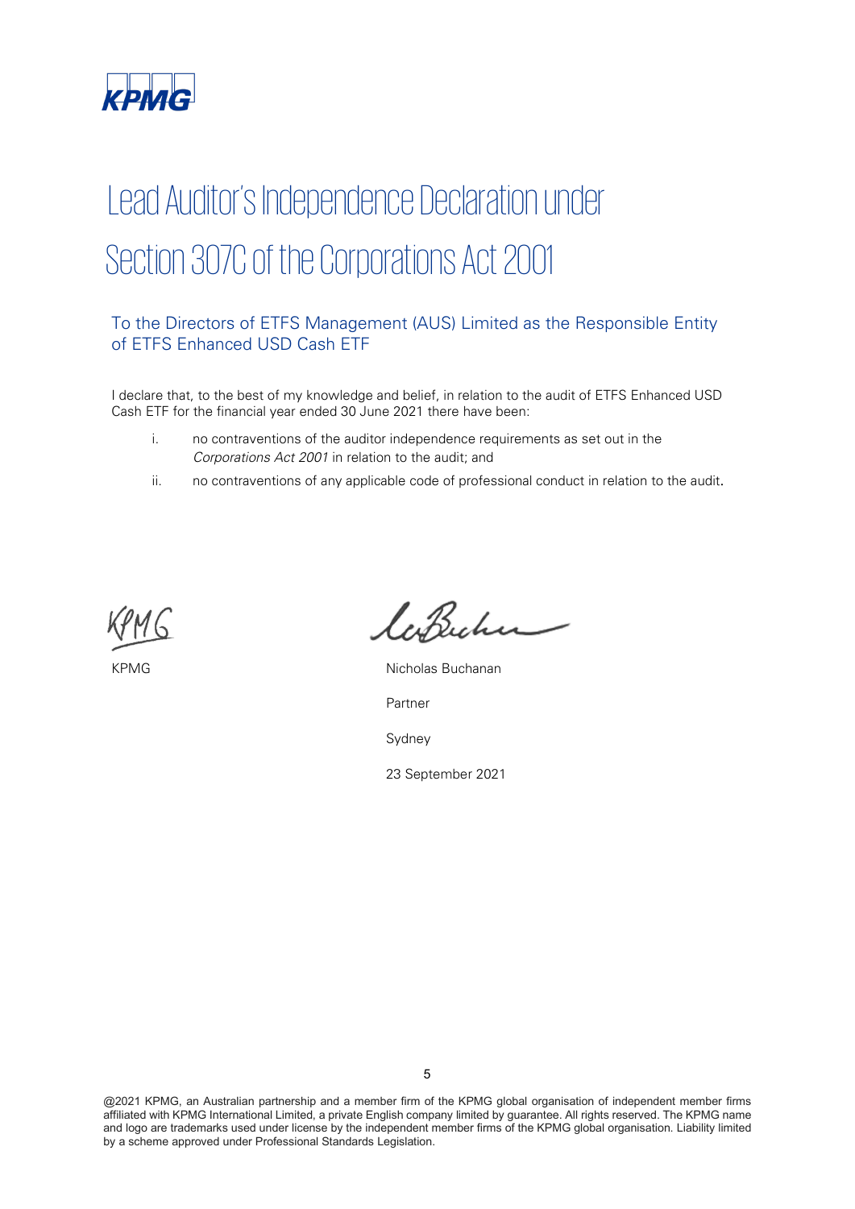# Lead Auditor's Independence Declaration under Section 307C of the Corporations Act 2001

## To the Directors of ETFS Management (AUS) Limited as the Responsible Entity of ETFS Enhanced USD Cash ETF

I declare that, to the best of my knowledge and belief, in relation to the audit of ETFS Enhanced USD Cash ETF for the financial year ended 30 June 2021 there have been:

i. no contraventions of the auditor independence requirements as set out in the *Corporations Act 2001* in relation to the audit; and

ii. no contraventions of any applicable code of professional conduct in relation to the audit.

KPMG

Nicholas Buchanan

Partner

Sydney

23 September 2021

@2021 KPMG, an Australian partnership and a member firm of the KPMG global organisation of independent member firms affiliated with KPMG International Limited, a private English company limited by guarantee. All rights reserved. The KPMG name and logo are trademarks used under license by the independent member firms of the KPMG global organisation. Liability limited by a scheme approved under Professional Standards Legislation.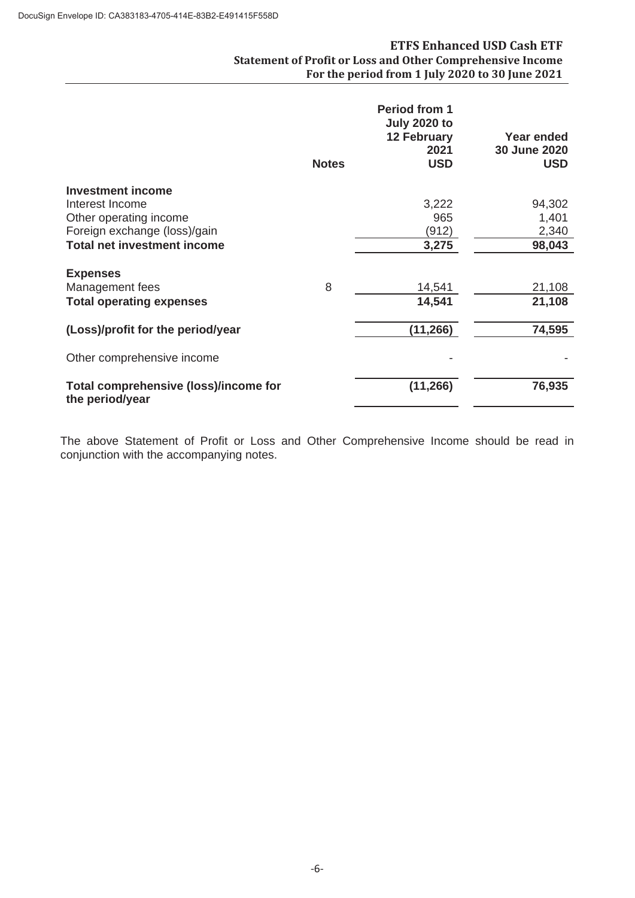# ETFS Enhanced USD Cash ETF

## Statement of Profit or Loss and Other Comprehensive Income

### For the period from 1 July 2020 to 30 June 2021

| | Notes | Period from 1 July 2020 to 12 February 2021 USD | Year ended 30 June 2020 USD |
|---|---|---|---|
| **Investment income** | | | |
| Interest Income | | 3,222 | 94,302 |
| Other operating income | | 965 | 1,401 |
| Foreign exchange (loss)/gain | | (912) | 2,340 |
| **Total net investment income** | | **3,275** | **98,043** |
| **Expenses** | | | |
| Management fees | 8 | 14,541 | 21,108 |
| **Total operating expenses** | | **14,541** | **21,108** |
| **(Loss)/profit for the period/year** | | **(11,266)** | **74,595** |
| Other comprehensive income | | - | - |
| **Total comprehensive (loss)/income for the period/year** | | **(11,266)** | **76,935** |

The above Statement of Profit or Loss and Other Comprehensive Income should be read in conjunction with the accompanying notes.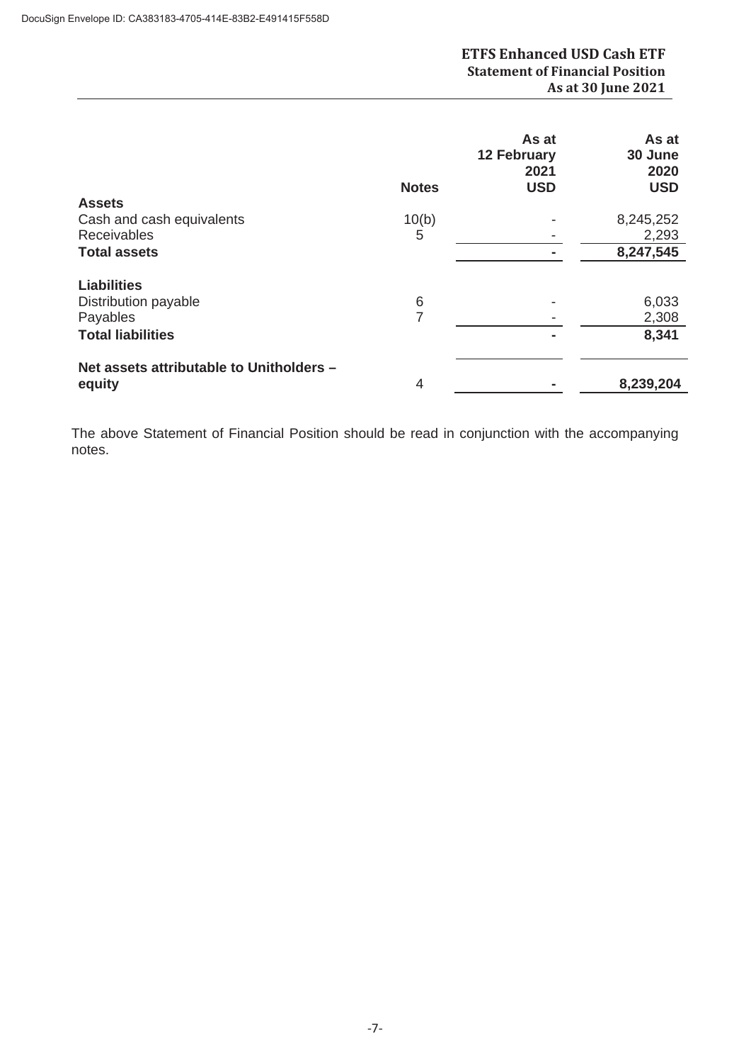# ETFS Enhanced USD Cash ETF

## Statement of Financial Position

### As at 30 June 2021

| | Notes | As at 12 February 2021 USD | As at 30 June 2020 USD |
|---|---|---|---|
| **Assets** | | | |
| Cash and cash equivalents | 10(b) | - | 8,245,252 |
| Receivables | 5 | - | 2,293 |
| **Total assets** | | **-** | **8,247,545** |
| **Liabilities** | | | |
| Distribution payable | 6 | - | 6,033 |
| Payables | 7 | - | 2,308 |
| **Total liabilities** | | **-** | **8,341** |
| **Net assets attributable to Unitholders – equity** | 4 | **-** | **8,239,204** |

The above Statement of Financial Position should be read in conjunction with the accompanying notes.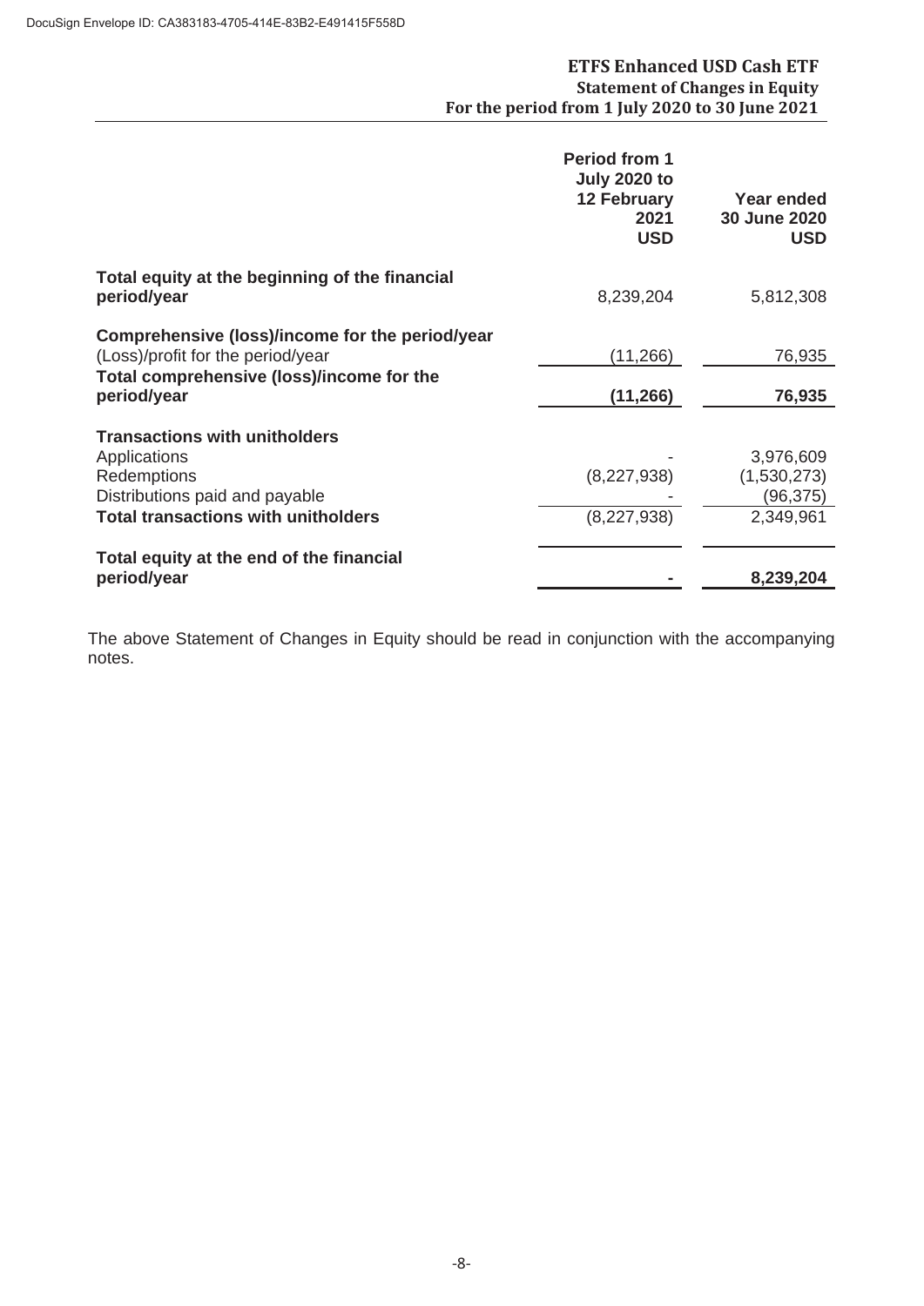## ETFS Enhanced USD Cash ETF
### Statement of Changes in Equity
### For the period from 1 July 2020 to 30 June 2021

| | Period from 1 July 2020 to 12 February 2021 USD | Year ended 30 June 2020 USD |
|---|---|---|
| **Total equity at the beginning of the financial period/year** | 8,239,204 | 5,812,308 |
| **Comprehensive (loss)/income for the period/year** | | |
| (Loss)/profit for the period/year | (11,266) | 76,935 |
| **Total comprehensive (loss)/income for the period/year** | **(11,266)** | **76,935** |
| **Transactions with unitholders** | | |
| Applications | - | 3,976,609 |
| Redemptions | (8,227,938) | (1,530,273) |
| Distributions paid and payable | - | (96,375) |
| **Total transactions with unitholders** | (8,227,938) | 2,349,961 |
| **Total equity at the end of the financial period/year** | **-** | **8,239,204** |

The above Statement of Changes in Equity should be read in conjunction with the accompanying notes.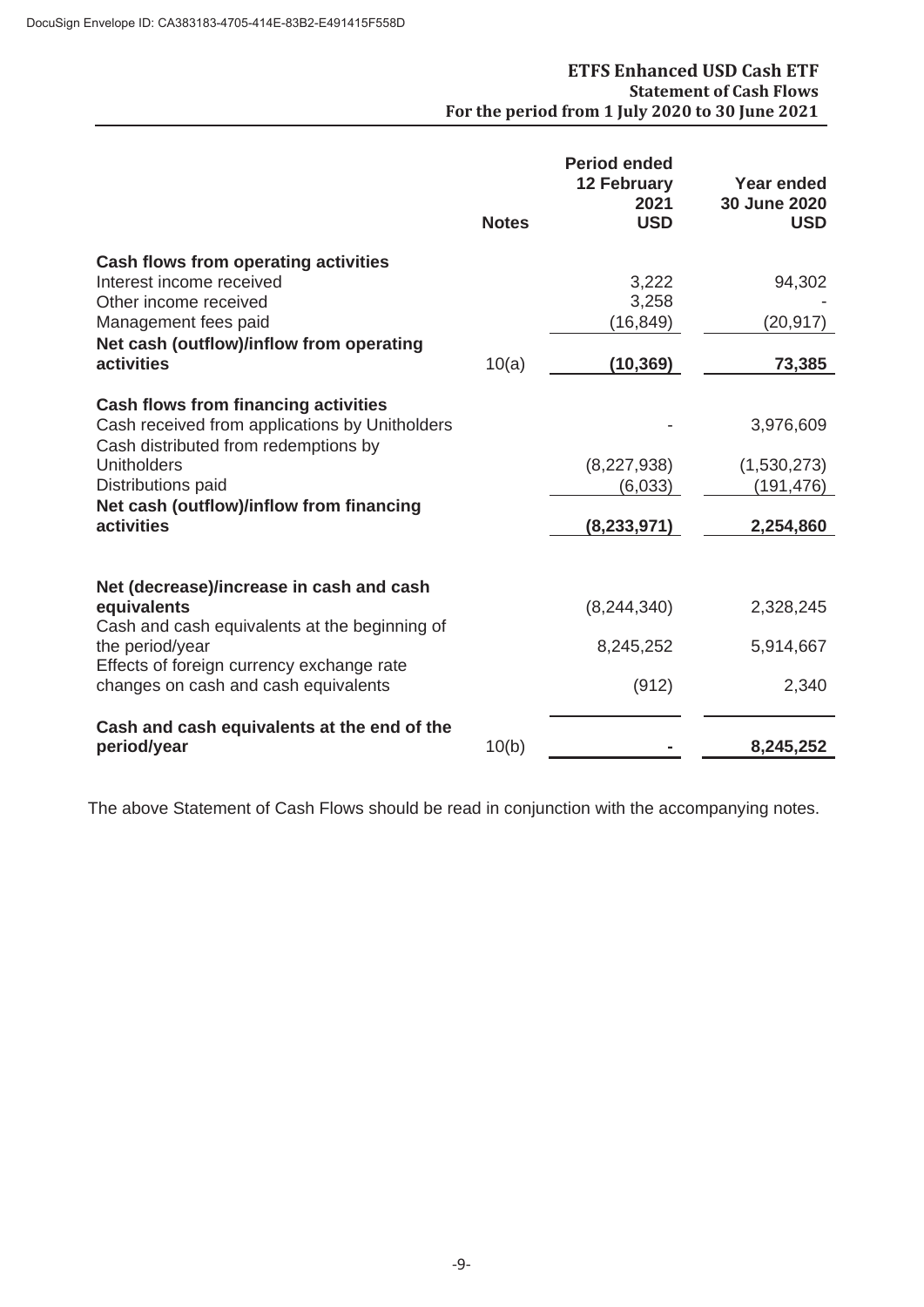DocuSign Envelope ID: CA383183-4705-414E-83B2-E491415F558D

# ETFS Enhanced USD Cash ETF
## Statement of Cash Flows
### For the period from 1 July 2020 to 30 June 2021

| | Notes | Period ended 12 February 2021 USD | Year ended 30 June 2020 USD |
|---|---|---|---|
| **Cash flows from operating activities** | | | |
| Interest income received | | 3,222 | 94,302 |
| Other income received | | 3,258 | - |
| Management fees paid | | (16,849) | (20,917) |
| **Net cash (outflow)/inflow from operating activities** | 10(a) | **(10,369)** | **73,385** |
| **Cash flows from financing activities** | | | |
| Cash received from applications by Unitholders | | - | 3,976,609 |
| Cash distributed from redemptions by Unitholders | | (8,227,938) | (1,530,273) |
| Distributions paid | | (6,033) | (191,476) |
| **Net cash (outflow)/inflow from financing activities** | | **(8,233,971)** | **2,254,860** |
| **Net (decrease)/increase in cash and cash equivalents** | | (8,244,340) | 2,328,245 |
| Cash and cash equivalents at the beginning of the period/year | | 8,245,252 | 5,914,667 |
| Effects of foreign currency exchange rate changes on cash and cash equivalents | | (912) | 2,340 |
| **Cash and cash equivalents at the end of the period/year** | 10(b) | **-** | **8,245,252** |

The above Statement of Cash Flows should be read in conjunction with the accompanying notes.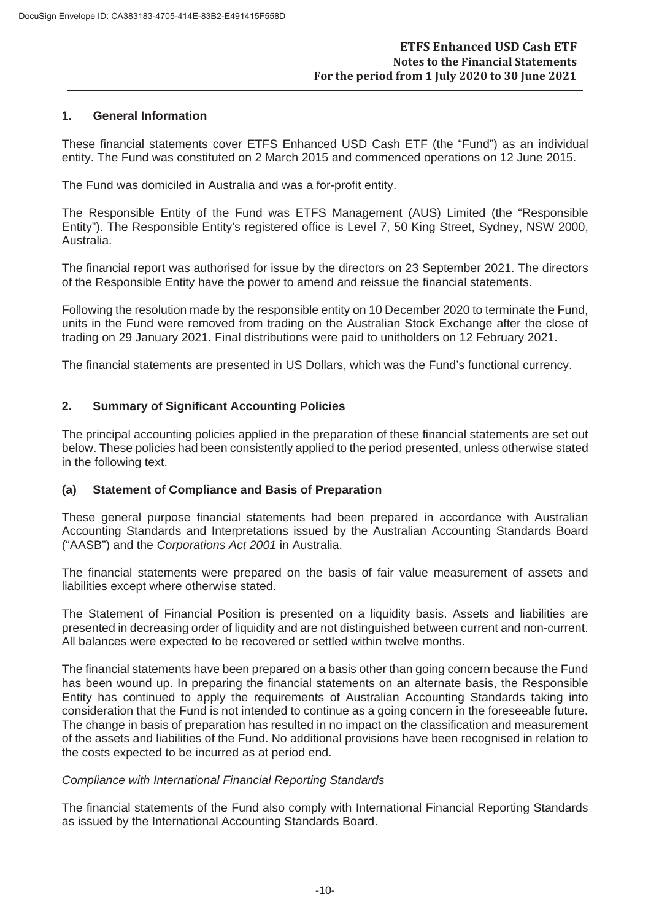## 1. General Information

These financial statements cover ETFS Enhanced USD Cash ETF (the "Fund") as an individual entity. The Fund was constituted on 2 March 2015 and commenced operations on 12 June 2015.

The Fund was domiciled in Australia and was a for-profit entity.

The Responsible Entity of the Fund was ETFS Management (AUS) Limited (the "Responsible Entity"). The Responsible Entity's registered office is Level 7, 50 King Street, Sydney, NSW 2000, Australia.

The financial report was authorised for issue by the directors on 23 September 2021. The directors of the Responsible Entity have the power to amend and reissue the financial statements.

Following the resolution made by the responsible entity on 10 December 2020 to terminate the Fund, units in the Fund were removed from trading on the Australian Stock Exchange after the close of trading on 29 January 2021. Final distributions were paid to unitholders on 12 February 2021.

The financial statements are presented in US Dollars, which was the Fund's functional currency.

## 2. Summary of Significant Accounting Policies

The principal accounting policies applied in the preparation of these financial statements are set out below. These policies had been consistently applied to the period presented, unless otherwise stated in the following text.

### (a) Statement of Compliance and Basis of Preparation

These general purpose financial statements had been prepared in accordance with Australian Accounting Standards and Interpretations issued by the Australian Accounting Standards Board ("AASB") and the *Corporations Act 2001* in Australia.

The financial statements were prepared on the basis of fair value measurement of assets and liabilities except where otherwise stated.

The Statement of Financial Position is presented on a liquidity basis. Assets and liabilities are presented in decreasing order of liquidity and are not distinguished between current and non-current. All balances were expected to be recovered or settled within twelve months.

The financial statements have been prepared on a basis other than going concern because the Fund has been wound up. In preparing the financial statements on an alternate basis, the Responsible Entity has continued to apply the requirements of Australian Accounting Standards taking into consideration that the Fund is not intended to continue as a going concern in the foreseeable future. The change in basis of preparation has resulted in no impact on the classification and measurement of the assets and liabilities of the Fund. No additional provisions have been recognised in relation to the costs expected to be incurred as at period end.

*Compliance with International Financial Reporting Standards*

The financial statements of the Fund also comply with International Financial Reporting Standards as issued by the International Accounting Standards Board.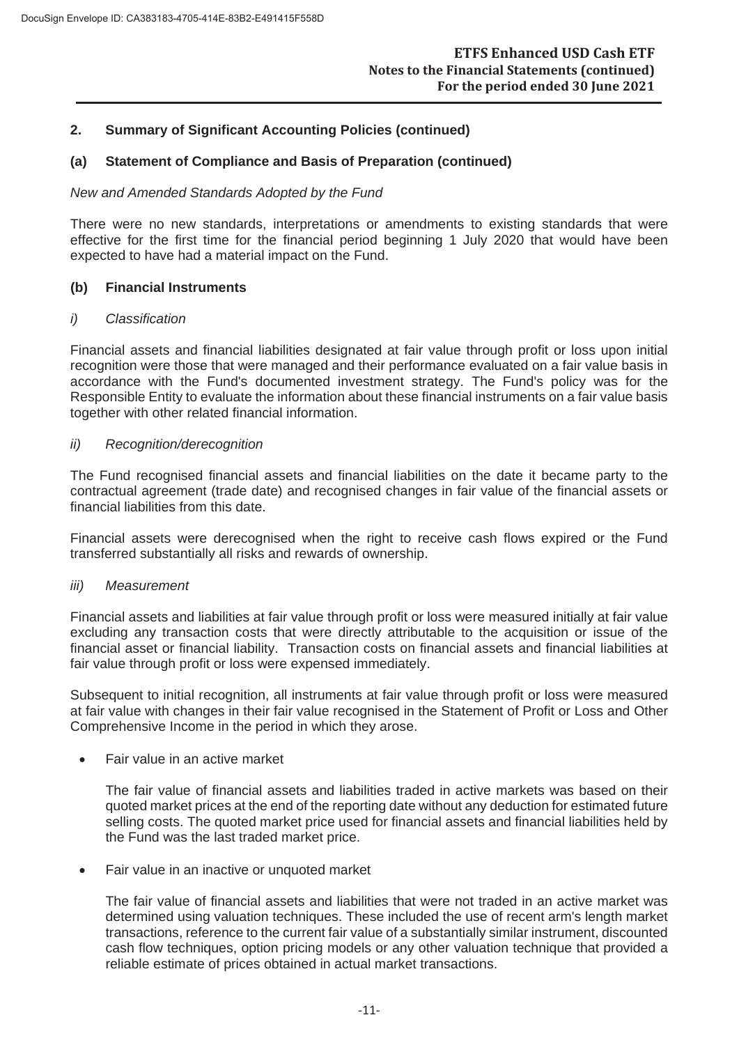## 2. Summary of Significant Accounting Policies (continued)

### (a) Statement of Compliance and Basis of Preparation (continued)

*New and Amended Standards Adopted by the Fund*

There were no new standards, interpretations or amendments to existing standards that were effective for the first time for the financial period beginning 1 July 2020 that would have been expected to have had a material impact on the Fund.

### (b) Financial Instruments

*i) Classification*

Financial assets and financial liabilities designated at fair value through profit or loss upon initial recognition were those that were managed and their performance evaluated on a fair value basis in accordance with the Fund's documented investment strategy. The Fund's policy was for the Responsible Entity to evaluate the information about these financial instruments on a fair value basis together with other related financial information.

*ii) Recognition/derecognition*

The Fund recognised financial assets and financial liabilities on the date it became party to the contractual agreement (trade date) and recognised changes in fair value of the financial assets or financial liabilities from this date.

Financial assets were derecognised when the right to receive cash flows expired or the Fund transferred substantially all risks and rewards of ownership.

*iii) Measurement*

Financial assets and liabilities at fair value through profit or loss were measured initially at fair value excluding any transaction costs that were directly attributable to the acquisition or issue of the financial asset or financial liability. Transaction costs on financial assets and financial liabilities at fair value through profit or loss were expensed immediately.

Subsequent to initial recognition, all instruments at fair value through profit or loss were measured at fair value with changes in their fair value recognised in the Statement of Profit or Loss and Other Comprehensive Income in the period in which they arose.

- Fair value in an active market

  The fair value of financial assets and liabilities traded in active markets was based on their quoted market prices at the end of the reporting date without any deduction for estimated future selling costs. The quoted market price used for financial assets and financial liabilities held by the Fund was the last traded market price.

- Fair value in an inactive or unquoted market

  The fair value of financial assets and liabilities that were not traded in an active market was determined using valuation techniques. These included the use of recent arm's length market transactions, reference to the current fair value of a substantially similar instrument, discounted cash flow techniques, option pricing models or any other valuation technique that provided a reliable estimate of prices obtained in actual market transactions.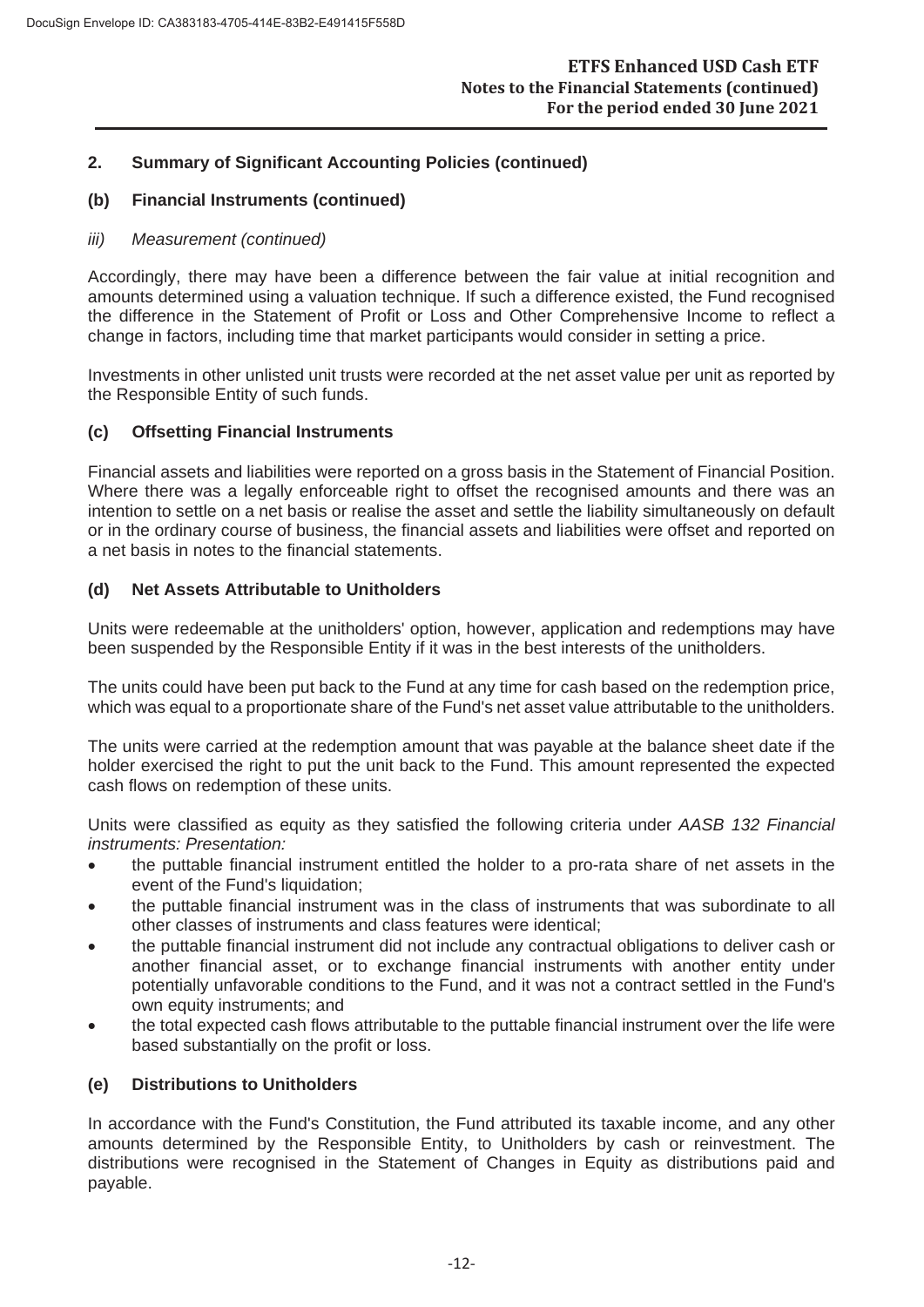## 2. Summary of Significant Accounting Policies (continued)

### (b) Financial Instruments (continued)

*iii) Measurement (continued)*

Accordingly, there may have been a difference between the fair value at initial recognition and amounts determined using a valuation technique. If such a difference existed, the Fund recognised the difference in the Statement of Profit or Loss and Other Comprehensive Income to reflect a change in factors, including time that market participants would consider in setting a price.

Investments in other unlisted unit trusts were recorded at the net asset value per unit as reported by the Responsible Entity of such funds.

### (c) Offsetting Financial Instruments

Financial assets and liabilities were reported on a gross basis in the Statement of Financial Position. Where there was a legally enforceable right to offset the recognised amounts and there was an intention to settle on a net basis or realise the asset and settle the liability simultaneously on default or in the ordinary course of business, the financial assets and liabilities were offset and reported on a net basis in notes to the financial statements.

### (d) Net Assets Attributable to Unitholders

Units were redeemable at the unitholders' option, however, application and redemptions may have been suspended by the Responsible Entity if it was in the best interests of the unitholders.

The units could have been put back to the Fund at any time for cash based on the redemption price, which was equal to a proportionate share of the Fund's net asset value attributable to the unitholders.

The units were carried at the redemption amount that was payable at the balance sheet date if the holder exercised the right to put the unit back to the Fund. This amount represented the expected cash flows on redemption of these units.

Units were classified as equity as they satisfied the following criteria under *AASB 132 Financial instruments: Presentation:*

- the puttable financial instrument entitled the holder to a pro-rata share of net assets in the event of the Fund's liquidation;
- the puttable financial instrument was in the class of instruments that was subordinate to all other classes of instruments and class features were identical;
- the puttable financial instrument did not include any contractual obligations to deliver cash or another financial asset, or to exchange financial instruments with another entity under potentially unfavorable conditions to the Fund, and it was not a contract settled in the Fund's own equity instruments; and
- the total expected cash flows attributable to the puttable financial instrument over the life were based substantially on the profit or loss.

### (e) Distributions to Unitholders

In accordance with the Fund's Constitution, the Fund attributed its taxable income, and any other amounts determined by the Responsible Entity, to Unitholders by cash or reinvestment. The distributions were recognised in the Statement of Changes in Equity as distributions paid and payable.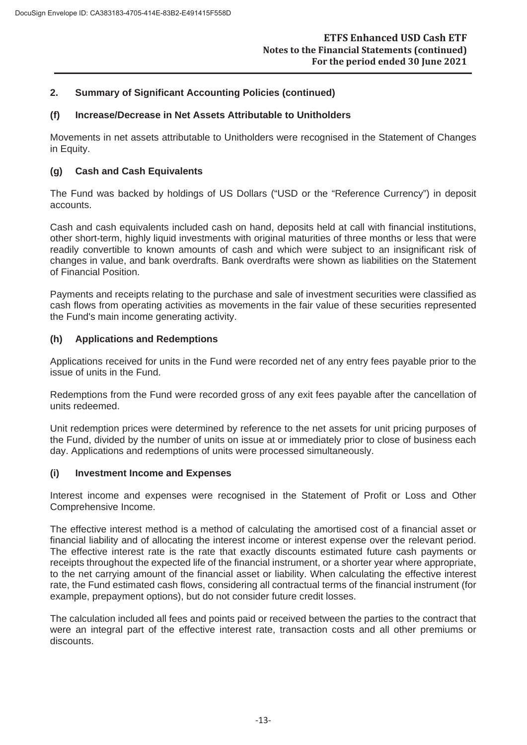## 2. Summary of Significant Accounting Policies (continued)

### (f) Increase/Decrease in Net Assets Attributable to Unitholders

Movements in net assets attributable to Unitholders were recognised in the Statement of Changes in Equity.

### (g) Cash and Cash Equivalents

The Fund was backed by holdings of US Dollars ("USD or the "Reference Currency") in deposit accounts.

Cash and cash equivalents included cash on hand, deposits held at call with financial institutions, other short-term, highly liquid investments with original maturities of three months or less that were readily convertible to known amounts of cash and which were subject to an insignificant risk of changes in value, and bank overdrafts. Bank overdrafts were shown as liabilities on the Statement of Financial Position.

Payments and receipts relating to the purchase and sale of investment securities were classified as cash flows from operating activities as movements in the fair value of these securities represented the Fund's main income generating activity.

### (h) Applications and Redemptions

Applications received for units in the Fund were recorded net of any entry fees payable prior to the issue of units in the Fund.

Redemptions from the Fund were recorded gross of any exit fees payable after the cancellation of units redeemed.

Unit redemption prices were determined by reference to the net assets for unit pricing purposes of the Fund, divided by the number of units on issue at or immediately prior to close of business each day. Applications and redemptions of units were processed simultaneously.

### (i) Investment Income and Expenses

Interest income and expenses were recognised in the Statement of Profit or Loss and Other Comprehensive Income.

The effective interest method is a method of calculating the amortised cost of a financial asset or financial liability and of allocating the interest income or interest expense over the relevant period. The effective interest rate is the rate that exactly discounts estimated future cash payments or receipts throughout the expected life of the financial instrument, or a shorter year where appropriate, to the net carrying amount of the financial asset or liability. When calculating the effective interest rate, the Fund estimated cash flows, considering all contractual terms of the financial instrument (for example, prepayment options), but do not consider future credit losses.

The calculation included all fees and points paid or received between the parties to the contract that were an integral part of the effective interest rate, transaction costs and all other premiums or discounts.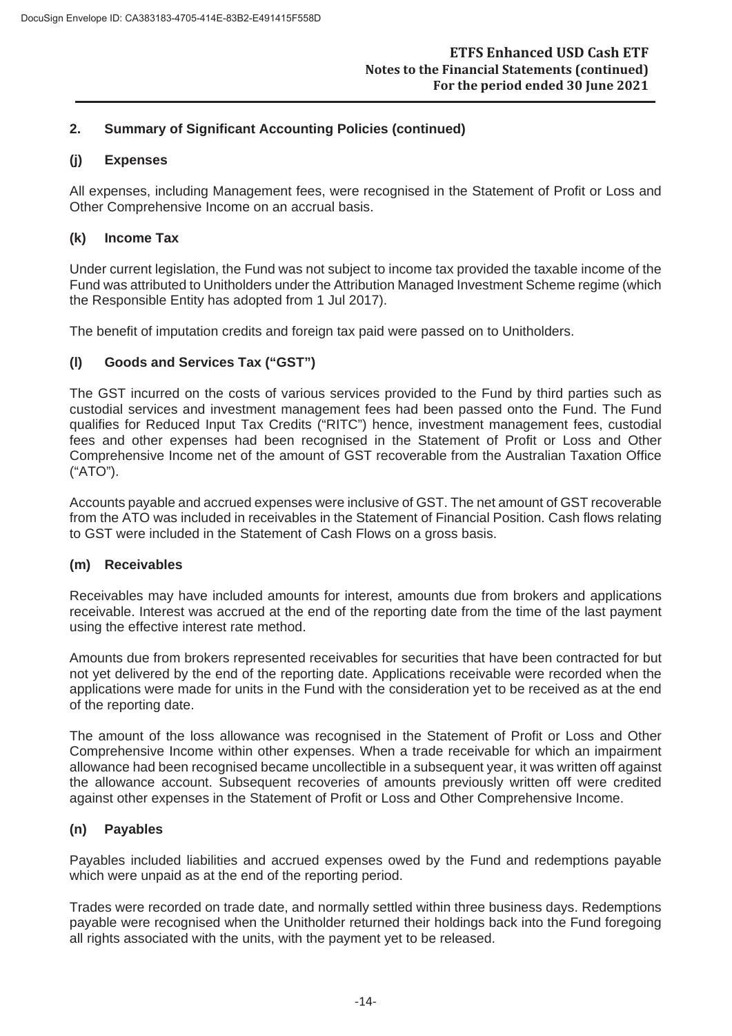## 2. Summary of Significant Accounting Policies (continued)

### (j) Expenses

All expenses, including Management fees, were recognised in the Statement of Profit or Loss and Other Comprehensive Income on an accrual basis.

### (k) Income Tax

Under current legislation, the Fund was not subject to income tax provided the taxable income of the Fund was attributed to Unitholders under the Attribution Managed Investment Scheme regime (which the Responsible Entity has adopted from 1 Jul 2017).

The benefit of imputation credits and foreign tax paid were passed on to Unitholders.

### (l) Goods and Services Tax ("GST")

The GST incurred on the costs of various services provided to the Fund by third parties such as custodial services and investment management fees had been passed onto the Fund. The Fund qualifies for Reduced Input Tax Credits ("RITC") hence, investment management fees, custodial fees and other expenses had been recognised in the Statement of Profit or Loss and Other Comprehensive Income net of the amount of GST recoverable from the Australian Taxation Office ("ATO").

Accounts payable and accrued expenses were inclusive of GST. The net amount of GST recoverable from the ATO was included in receivables in the Statement of Financial Position. Cash flows relating to GST were included in the Statement of Cash Flows on a gross basis.

### (m) Receivables

Receivables may have included amounts for interest, amounts due from brokers and applications receivable. Interest was accrued at the end of the reporting date from the time of the last payment using the effective interest rate method.

Amounts due from brokers represented receivables for securities that have been contracted for but not yet delivered by the end of the reporting date. Applications receivable were recorded when the applications were made for units in the Fund with the consideration yet to be received as at the end of the reporting date.

The amount of the loss allowance was recognised in the Statement of Profit or Loss and Other Comprehensive Income within other expenses. When a trade receivable for which an impairment allowance had been recognised became uncollectible in a subsequent year, it was written off against the allowance account. Subsequent recoveries of amounts previously written off were credited against other expenses in the Statement of Profit or Loss and Other Comprehensive Income.

### (n) Payables

Payables included liabilities and accrued expenses owed by the Fund and redemptions payable which were unpaid as at the end of the reporting period.

Trades were recorded on trade date, and normally settled within three business days. Redemptions payable were recognised when the Unitholder returned their holdings back into the Fund foregoing all rights associated with the units, with the payment yet to be released.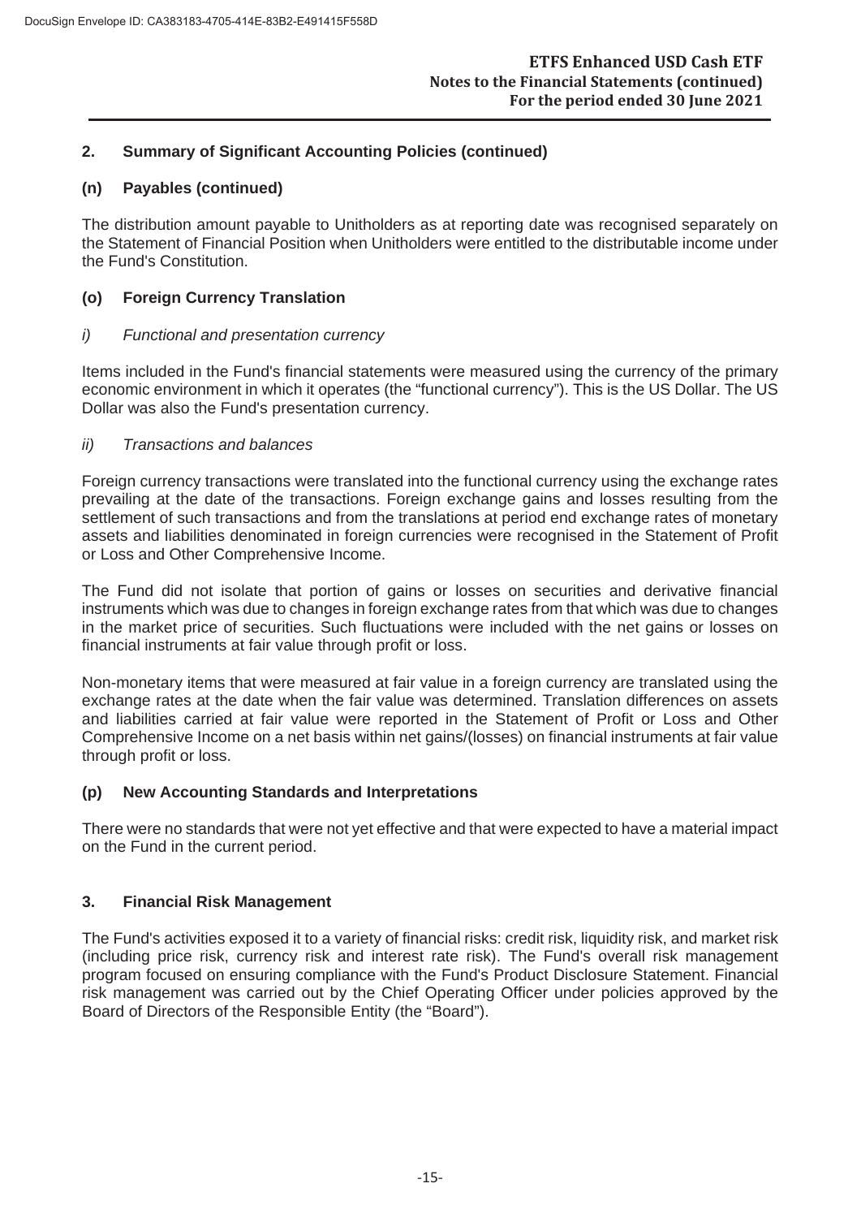## 2. Summary of Significant Accounting Policies (continued)

### (n) Payables (continued)

The distribution amount payable to Unitholders as at reporting date was recognised separately on the Statement of Financial Position when Unitholders were entitled to the distributable income under the Fund's Constitution.

### (o) Foreign Currency Translation

*i) Functional and presentation currency*

Items included in the Fund's financial statements were measured using the currency of the primary economic environment in which it operates (the "functional currency"). This is the US Dollar. The US Dollar was also the Fund's presentation currency.

*ii) Transactions and balances*

Foreign currency transactions were translated into the functional currency using the exchange rates prevailing at the date of the transactions. Foreign exchange gains and losses resulting from the settlement of such transactions and from the translations at period end exchange rates of monetary assets and liabilities denominated in foreign currencies were recognised in the Statement of Profit or Loss and Other Comprehensive Income.

The Fund did not isolate that portion of gains or losses on securities and derivative financial instruments which was due to changes in foreign exchange rates from that which was due to changes in the market price of securities. Such fluctuations were included with the net gains or losses on financial instruments at fair value through profit or loss.

Non-monetary items that were measured at fair value in a foreign currency are translated using the exchange rates at the date when the fair value was determined. Translation differences on assets and liabilities carried at fair value were reported in the Statement of Profit or Loss and Other Comprehensive Income on a net basis within net gains/(losses) on financial instruments at fair value through profit or loss.

### (p) New Accounting Standards and Interpretations

There were no standards that were not yet effective and that were expected to have a material impact on the Fund in the current period.

## 3. Financial Risk Management

The Fund's activities exposed it to a variety of financial risks: credit risk, liquidity risk, and market risk (including price risk, currency risk and interest rate risk). The Fund's overall risk management program focused on ensuring compliance with the Fund's Product Disclosure Statement. Financial risk management was carried out by the Chief Operating Officer under policies approved by the Board of Directors of the Responsible Entity (the "Board").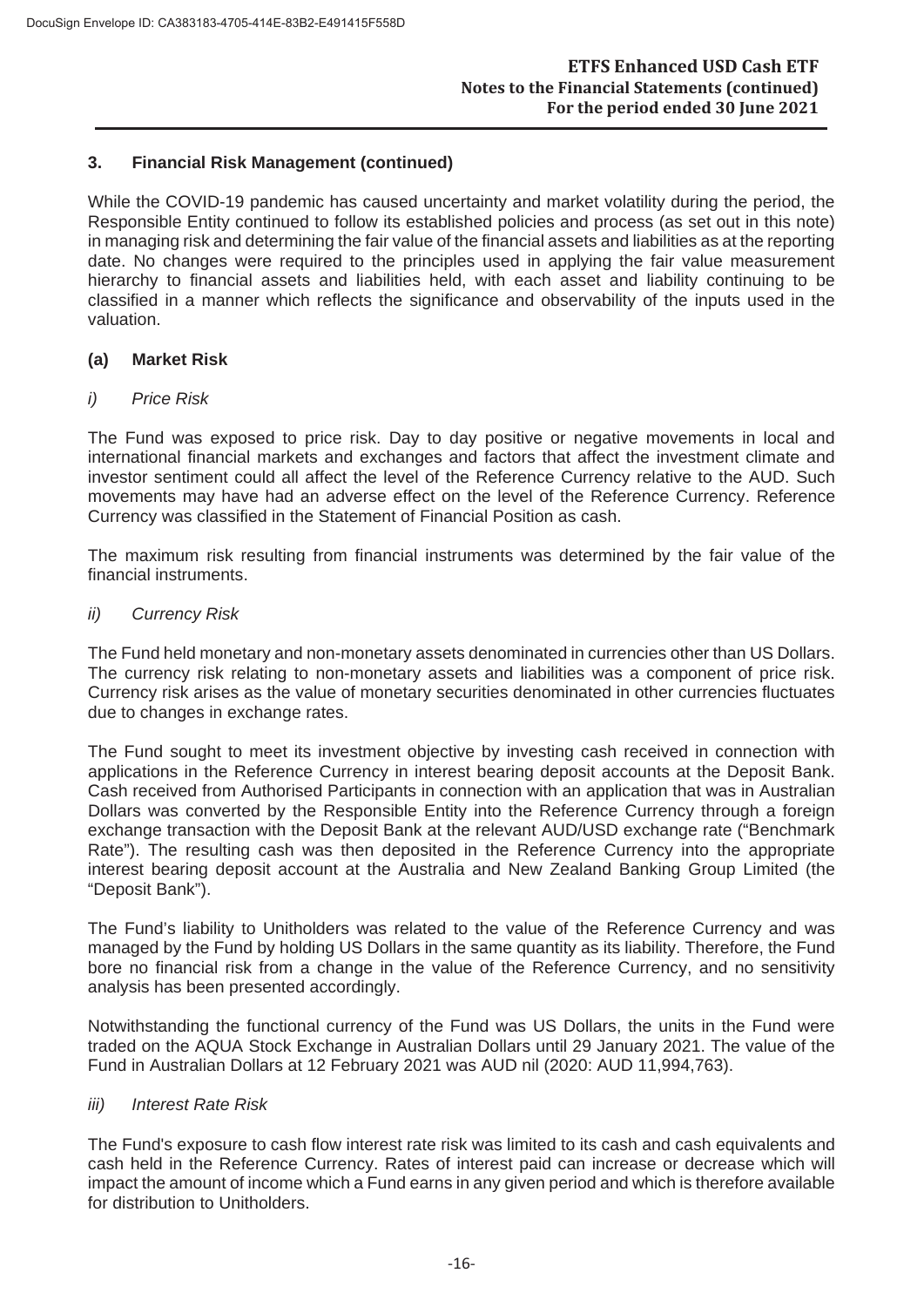## 3. Financial Risk Management (continued)

While the COVID-19 pandemic has caused uncertainty and market volatility during the period, the Responsible Entity continued to follow its established policies and process (as set out in this note) in managing risk and determining the fair value of the financial assets and liabilities as at the reporting date. No changes were required to the principles used in applying the fair value measurement hierarchy to financial assets and liabilities held, with each asset and liability continuing to be classified in a manner which reflects the significance and observability of the inputs used in the valuation.

### (a) Market Risk

#### *i) Price Risk*

The Fund was exposed to price risk. Day to day positive or negative movements in local and international financial markets and exchanges and factors that affect the investment climate and investor sentiment could all affect the level of the Reference Currency relative to the AUD. Such movements may have had an adverse effect on the level of the Reference Currency. Reference Currency was classified in the Statement of Financial Position as cash.

The maximum risk resulting from financial instruments was determined by the fair value of the financial instruments.

#### *ii) Currency Risk*

The Fund held monetary and non-monetary assets denominated in currencies other than US Dollars. The currency risk relating to non-monetary assets and liabilities was a component of price risk. Currency risk arises as the value of monetary securities denominated in other currencies fluctuates due to changes in exchange rates.

The Fund sought to meet its investment objective by investing cash received in connection with applications in the Reference Currency in interest bearing deposit accounts at the Deposit Bank. Cash received from Authorised Participants in connection with an application that was in Australian Dollars was converted by the Responsible Entity into the Reference Currency through a foreign exchange transaction with the Deposit Bank at the relevant AUD/USD exchange rate ("Benchmark Rate"). The resulting cash was then deposited in the Reference Currency into the appropriate interest bearing deposit account at the Australia and New Zealand Banking Group Limited (the "Deposit Bank").

The Fund's liability to Unitholders was related to the value of the Reference Currency and was managed by the Fund by holding US Dollars in the same quantity as its liability. Therefore, the Fund bore no financial risk from a change in the value of the Reference Currency, and no sensitivity analysis has been presented accordingly.

Notwithstanding the functional currency of the Fund was US Dollars, the units in the Fund were traded on the AQUA Stock Exchange in Australian Dollars until 29 January 2021. The value of the Fund in Australian Dollars at 12 February 2021 was AUD nil (2020: AUD 11,994,763).

#### *iii) Interest Rate Risk*

The Fund's exposure to cash flow interest rate risk was limited to its cash and cash equivalents and cash held in the Reference Currency. Rates of interest paid can increase or decrease which will impact the amount of income which a Fund earns in any given period and which is therefore available for distribution to Unitholders.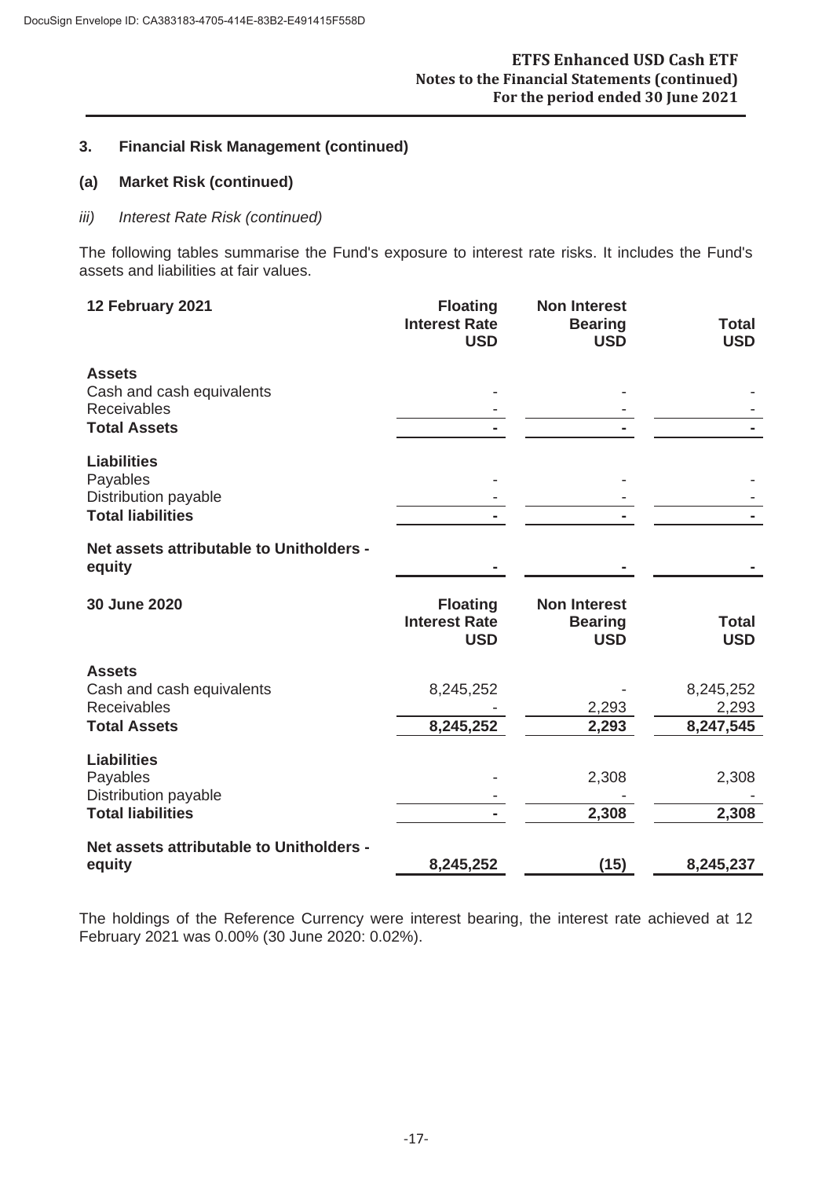## 3. Financial Risk Management (continued)

### (a) Market Risk (continued)

*iii) Interest Rate Risk (continued)*

The following tables summarise the Fund's exposure to interest rate risks. It includes the Fund's assets and liabilities at fair values.

| **12 February 2021** | **Floating Interest Rate USD** | **Non Interest Bearing USD** | **Total USD** |
|---|---|---|---|
| **Assets** | | | |
| Cash and cash equivalents | - | - | - |
| Receivables | - | - | - |
| **Total Assets** | **-** | **-** | **-** |
| **Liabilities** | | | |
| Payables | - | - | - |
| Distribution payable | - | - | - |
| **Total liabilities** | **-** | **-** | **-** |
| **Net assets attributable to Unitholders - equity** | **-** | **-** | **-** |

| **30 June 2020** | **Floating Interest Rate USD** | **Non Interest Bearing USD** | **Total USD** |
|---|---|---|---|
| **Assets** | | | |
| Cash and cash equivalents | 8,245,252 | - | 8,245,252 |
| Receivables | - | 2,293 | 2,293 |
| **Total Assets** | **8,245,252** | **2,293** | **8,247,545** |
| **Liabilities** | | | |
| Payables | - | 2,308 | 2,308 |
| Distribution payable | - | - | - |
| **Total liabilities** | **-** | **2,308** | **2,308** |
| **Net assets attributable to Unitholders - equity** | **8,245,252** | **(15)** | **8,245,237** |

The holdings of the Reference Currency were interest bearing, the interest rate achieved at 12 February 2021 was 0.00% (30 June 2020: 0.02%).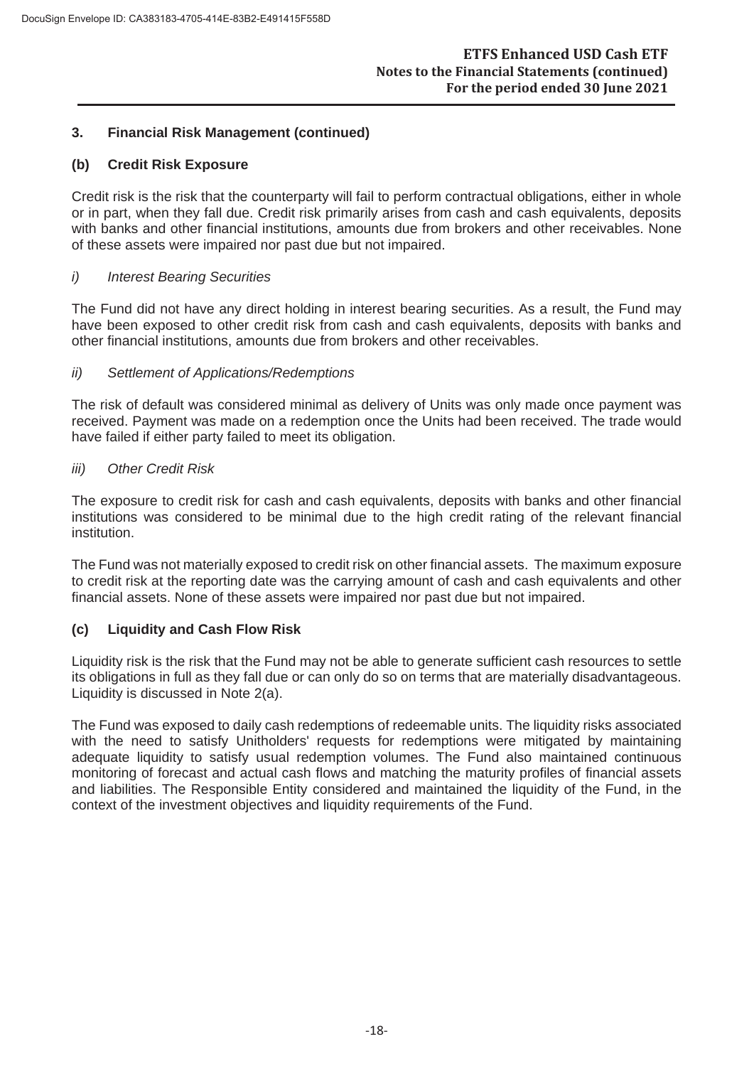## 3. Financial Risk Management (continued)

### (b) Credit Risk Exposure

Credit risk is the risk that the counterparty will fail to perform contractual obligations, either in whole or in part, when they fall due. Credit risk primarily arises from cash and cash equivalents, deposits with banks and other financial institutions, amounts due from brokers and other receivables. None of these assets were impaired nor past due but not impaired.

*i) Interest Bearing Securities*

The Fund did not have any direct holding in interest bearing securities. As a result, the Fund may have been exposed to other credit risk from cash and cash equivalents, deposits with banks and other financial institutions, amounts due from brokers and other receivables.

*ii) Settlement of Applications/Redemptions*

The risk of default was considered minimal as delivery of Units was only made once payment was received. Payment was made on a redemption once the Units had been received. The trade would have failed if either party failed to meet its obligation.

*iii) Other Credit Risk*

The exposure to credit risk for cash and cash equivalents, deposits with banks and other financial institutions was considered to be minimal due to the high credit rating of the relevant financial institution.

The Fund was not materially exposed to credit risk on other financial assets. The maximum exposure to credit risk at the reporting date was the carrying amount of cash and cash equivalents and other financial assets. None of these assets were impaired nor past due but not impaired.

### (c) Liquidity and Cash Flow Risk

Liquidity risk is the risk that the Fund may not be able to generate sufficient cash resources to settle its obligations in full as they fall due or can only do so on terms that are materially disadvantageous. Liquidity is discussed in Note 2(a).

The Fund was exposed to daily cash redemptions of redeemable units. The liquidity risks associated with the need to satisfy Unitholders' requests for redemptions were mitigated by maintaining adequate liquidity to satisfy usual redemption volumes. The Fund also maintained continuous monitoring of forecast and actual cash flows and matching the maturity profiles of financial assets and liabilities. The Responsible Entity considered and maintained the liquidity of the Fund, in the context of the investment objectives and liquidity requirements of the Fund.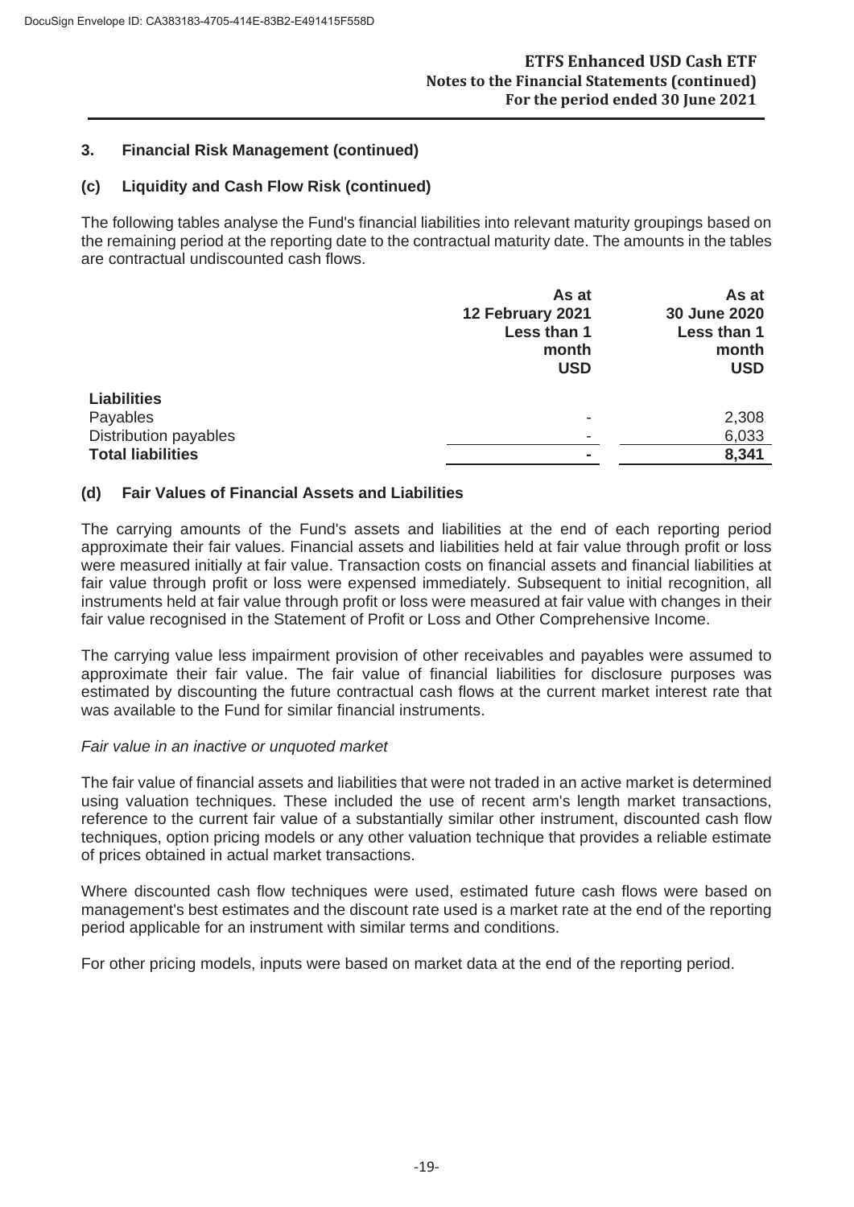## 3. Financial Risk Management (continued)

### (c) Liquidity and Cash Flow Risk (continued)

The following tables analyse the Fund's financial liabilities into relevant maturity groupings based on the remaining period at the reporting date to the contractual maturity date. The amounts in the tables are contractual undiscounted cash flows.

| | As at 12 February 2021 Less than 1 month USD | As at 30 June 2020 Less than 1 month USD |
|---|---|---|
| **Liabilities** | | |
| Payables | - | 2,308 |
| Distribution payables | - | 6,033 |
| **Total liabilities** | **-** | **8,341** |

### (d) Fair Values of Financial Assets and Liabilities

The carrying amounts of the Fund's assets and liabilities at the end of each reporting period approximate their fair values. Financial assets and liabilities held at fair value through profit or loss were measured initially at fair value. Transaction costs on financial assets and financial liabilities at fair value through profit or loss were expensed immediately. Subsequent to initial recognition, all instruments held at fair value through profit or loss were measured at fair value with changes in their fair value recognised in the Statement of Profit or Loss and Other Comprehensive Income.

The carrying value less impairment provision of other receivables and payables were assumed to approximate their fair value. The fair value of financial liabilities for disclosure purposes was estimated by discounting the future contractual cash flows at the current market interest rate that was available to the Fund for similar financial instruments.

*Fair value in an inactive or unquoted market*

The fair value of financial assets and liabilities that were not traded in an active market is determined using valuation techniques. These included the use of recent arm's length market transactions, reference to the current fair value of a substantially similar other instrument, discounted cash flow techniques, option pricing models or any other valuation technique that provides a reliable estimate of prices obtained in actual market transactions.

Where discounted cash flow techniques were used, estimated future cash flows were based on management's best estimates and the discount rate used is a market rate at the end of the reporting period applicable for an instrument with similar terms and conditions.

For other pricing models, inputs were based on market data at the end of the reporting period.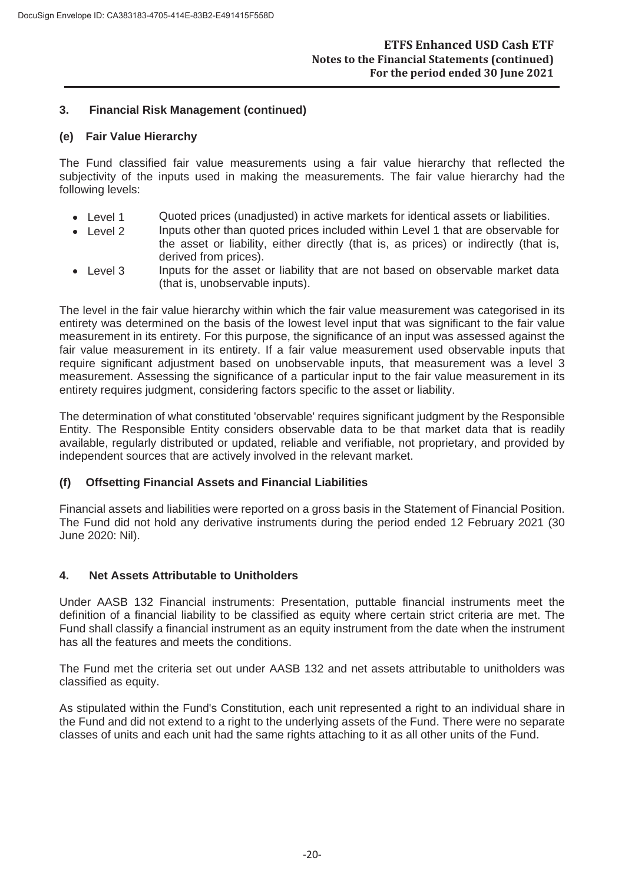## 3. Financial Risk Management (continued)

### (e) Fair Value Hierarchy

The Fund classified fair value measurements using a fair value hierarchy that reflected the subjectivity of the inputs used in making the measurements. The fair value hierarchy had the following levels:

- Level 1 Quoted prices (unadjusted) in active markets for identical assets or liabilities.
- Level 2 Inputs other than quoted prices included within Level 1 that are observable for the asset or liability, either directly (that is, as prices) or indirectly (that is, derived from prices).
- Level 3 Inputs for the asset or liability that are not based on observable market data (that is, unobservable inputs).

The level in the fair value hierarchy within which the fair value measurement was categorised in its entirety was determined on the basis of the lowest level input that was significant to the fair value measurement in its entirety. For this purpose, the significance of an input was assessed against the fair value measurement in its entirety. If a fair value measurement used observable inputs that require significant adjustment based on unobservable inputs, that measurement was a level 3 measurement. Assessing the significance of a particular input to the fair value measurement in its entirety requires judgment, considering factors specific to the asset or liability.

The determination of what constituted 'observable' requires significant judgment by the Responsible Entity. The Responsible Entity considers observable data to be that market data that is readily available, regularly distributed or updated, reliable and verifiable, not proprietary, and provided by independent sources that are actively involved in the relevant market.

### (f) Offsetting Financial Assets and Financial Liabilities

Financial assets and liabilities were reported on a gross basis in the Statement of Financial Position. The Fund did not hold any derivative instruments during the period ended 12 February 2021 (30 June 2020: Nil).

## 4. Net Assets Attributable to Unitholders

Under AASB 132 Financial instruments: Presentation, puttable financial instruments meet the definition of a financial liability to be classified as equity where certain strict criteria are met. The Fund shall classify a financial instrument as an equity instrument from the date when the instrument has all the features and meets the conditions.

The Fund met the criteria set out under AASB 132 and net assets attributable to unitholders was classified as equity.

As stipulated within the Fund's Constitution, each unit represented a right to an individual share in the Fund and did not extend to a right to the underlying assets of the Fund. There were no separate classes of units and each unit had the same rights attaching to it as all other units of the Fund.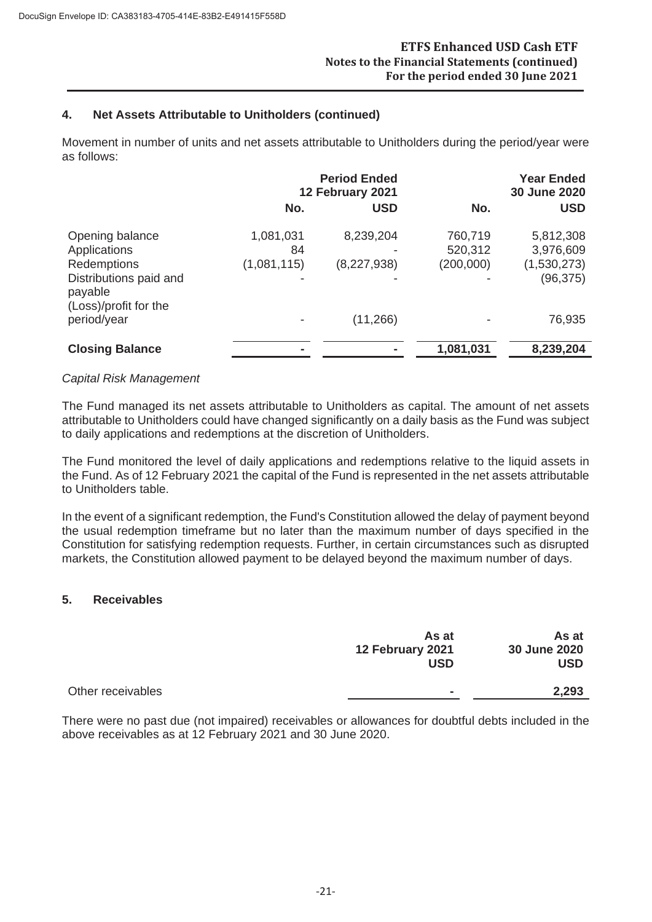## 4. Net Assets Attributable to Unitholders (continued)

Movement in number of units and net assets attributable to Unitholders during the period/year were as follows:

| | Period Ended 12 February 2021 | | Year Ended 30 June 2020 | |
|---|---|---|---|---|
| | No. | USD | No. | USD |
| Opening balance | 1,081,031 | 8,239,204 | 760,719 | 5,812,308 |
| Applications | 84 | - | 520,312 | 3,976,609 |
| Redemptions | (1,081,115) | (8,227,938) | (200,000) | (1,530,273) |
| Distributions paid and payable | - | - | - | (96,375) |
| (Loss)/profit for the period/year | - | (11,266) | - | 76,935 |
| **Closing Balance** | **-** | **-** | **1,081,031** | **8,239,204** |

*Capital Risk Management*

The Fund managed its net assets attributable to Unitholders as capital. The amount of net assets attributable to Unitholders could have changed significantly on a daily basis as the Fund was subject to daily applications and redemptions at the discretion of Unitholders.

The Fund monitored the level of daily applications and redemptions relative to the liquid assets in the Fund. As of 12 February 2021 the capital of the Fund is represented in the net assets attributable to Unitholders table.

In the event of a significant redemption, the Fund's Constitution allowed the delay of payment beyond the usual redemption timeframe but no later than the maximum number of days specified in the Constitution for satisfying redemption requests. Further, in certain circumstances such as disrupted markets, the Constitution allowed payment to be delayed beyond the maximum number of days.

## 5. Receivables

| | As at 12 February 2021 USD | As at 30 June 2020 USD |
|---|---|---|
| Other receivables | **-** | **2,293** |

There were no past due (not impaired) receivables or allowances for doubtful debts included in the above receivables as at 12 February 2021 and 30 June 2020.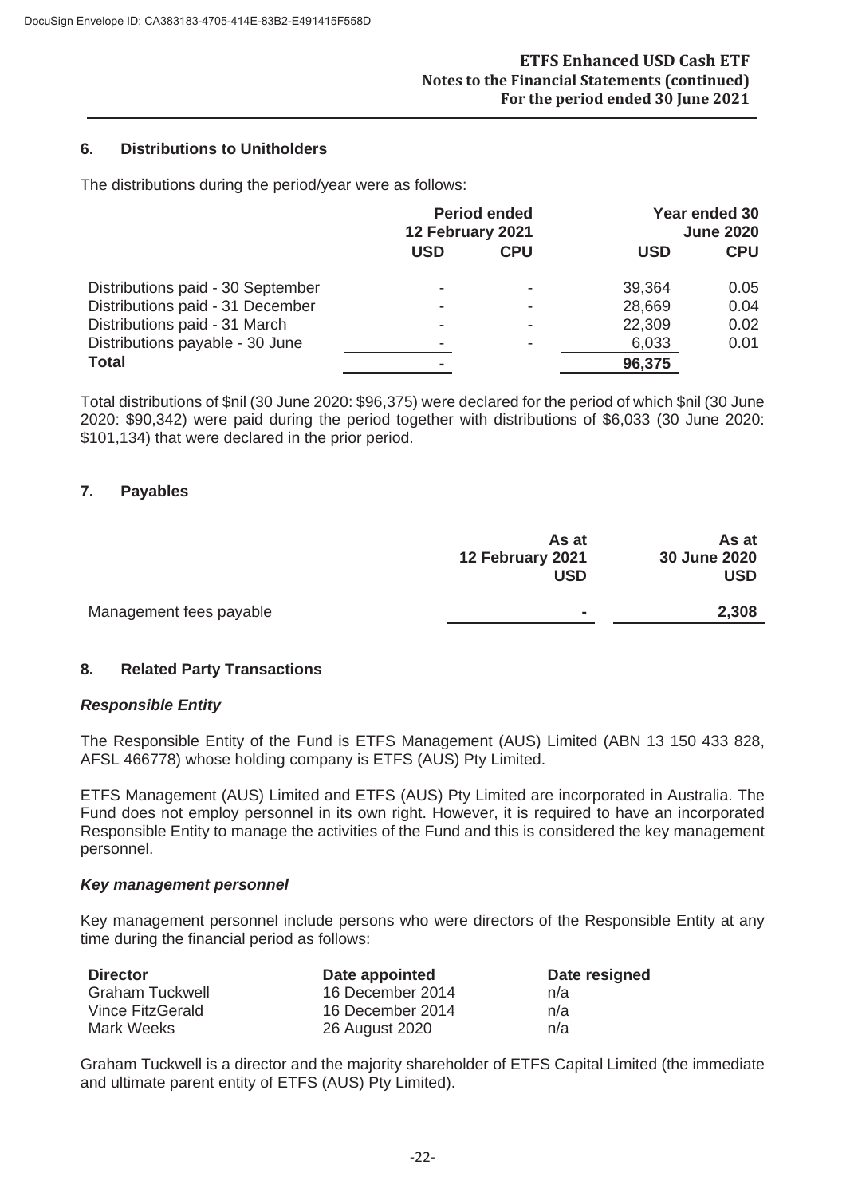## 6. Distributions to Unitholders

The distributions during the period/year were as follows:

| | Period ended 12 February 2021 | | Year ended 30 June 2020 | |
|---|---|---|---|---|
| | USD | CPU | USD | CPU |
| Distributions paid - 30 September | - | - | 39,364 | 0.05 |
| Distributions paid - 31 December | - | - | 28,669 | 0.04 |
| Distributions paid - 31 March | - | - | 22,309 | 0.02 |
| Distributions payable - 30 June | - | - | 6,033 | 0.01 |
| **Total** | **-** | | **96,375** | |

Total distributions of $nil (30 June 2020: $96,375) were declared for the period of which $nil (30 June 2020: $90,342) were paid during the period together with distributions of $6,033 (30 June 2020: $101,134) that were declared in the prior period.

## 7. Payables

| | As at 12 February 2021 USD | As at 30 June 2020 USD |
|---|---|---|
| Management fees payable | **-** | **2,308** |

## 8. Related Party Transactions

### *Responsible Entity*

The Responsible Entity of the Fund is ETFS Management (AUS) Limited (ABN 13 150 433 828, AFSL 466778) whose holding company is ETFS (AUS) Pty Limited.

ETFS Management (AUS) Limited and ETFS (AUS) Pty Limited are incorporated in Australia. The Fund does not employ personnel in its own right. However, it is required to have an incorporated Responsible Entity to manage the activities of the Fund and this is considered the key management personnel.

### *Key management personnel*

Key management personnel include persons who were directors of the Responsible Entity at any time during the financial period as follows:

| Director | Date appointed | Date resigned |
|---|---|---|
| Graham Tuckwell | 16 December 2014 | n/a |
| Vince FitzGerald | 16 December 2014 | n/a |
| Mark Weeks | 26 August 2020 | n/a |

Graham Tuckwell is a director and the majority shareholder of ETFS Capital Limited (the immediate and ultimate parent entity of ETFS (AUS) Pty Limited).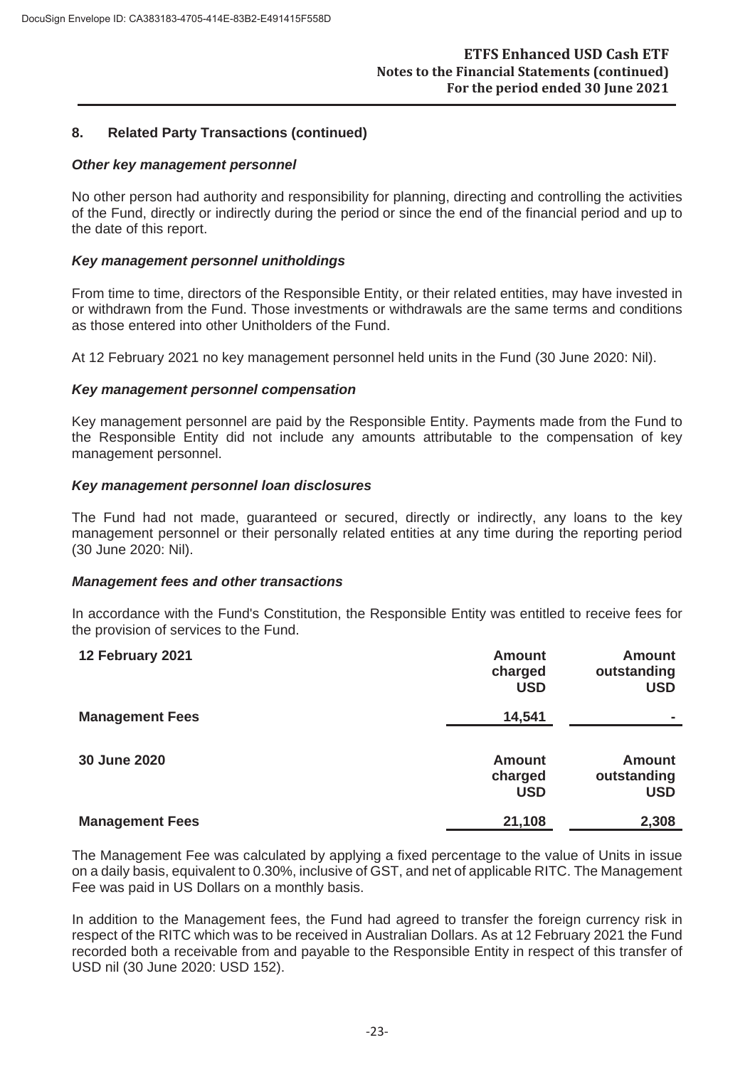## 8. Related Party Transactions (continued)

### *Other key management personnel*

No other person had authority and responsibility for planning, directing and controlling the activities of the Fund, directly or indirectly during the period or since the end of the financial period and up to the date of this report.

### *Key management personnel unitholdings*

From time to time, directors of the Responsible Entity, or their related entities, may have invested in or withdrawn from the Fund. Those investments or withdrawals are the same terms and conditions as those entered into other Unitholders of the Fund.

At 12 February 2021 no key management personnel held units in the Fund (30 June 2020: Nil).

### *Key management personnel compensation*

Key management personnel are paid by the Responsible Entity. Payments made from the Fund to the Responsible Entity did not include any amounts attributable to the compensation of key management personnel.

### *Key management personnel loan disclosures*

The Fund had not made, guaranteed or secured, directly or indirectly, any loans to the key management personnel or their personally related entities at any time during the reporting period (30 June 2020: Nil).

### *Management fees and other transactions*

In accordance with the Fund's Constitution, the Responsible Entity was entitled to receive fees for the provision of services to the Fund.

| **12 February 2021** | **Amount charged USD** | **Amount outstanding USD** |
|---|---|---|
| **Management Fees** | **14,541** | **-** |

| **30 June 2020** | **Amount charged USD** | **Amount outstanding USD** |
|---|---|---|
| **Management Fees** | **21,108** | **2,308** |

The Management Fee was calculated by applying a fixed percentage to the value of Units in issue on a daily basis, equivalent to 0.30%, inclusive of GST, and net of applicable RITC. The Management Fee was paid in US Dollars on a monthly basis.

In addition to the Management fees, the Fund had agreed to transfer the foreign currency risk in respect of the RITC which was to be received in Australian Dollars. As at 12 February 2021 the Fund recorded both a receivable from and payable to the Responsible Entity in respect of this transfer of USD nil (30 June 2020: USD 152).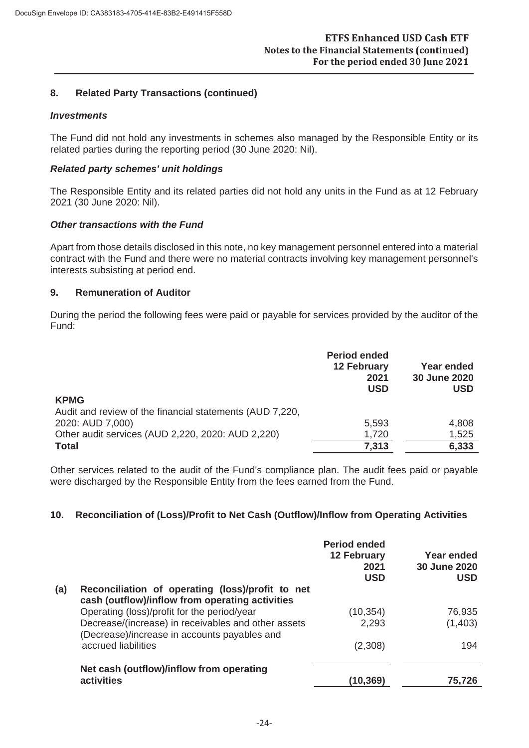## 8. Related Party Transactions (continued)

### *Investments*

The Fund did not hold any investments in schemes also managed by the Responsible Entity or its related parties during the reporting period (30 June 2020: Nil).

### *Related party schemes' unit holdings*

The Responsible Entity and its related parties did not hold any units in the Fund as at 12 February 2021 (30 June 2020: Nil).

### *Other transactions with the Fund*

Apart from those details disclosed in this note, no key management personnel entered into a material contract with the Fund and there were no material contracts involving key management personnel's interests subsisting at period end.

## 9. Remuneration of Auditor

During the period the following fees were paid or payable for services provided by the auditor of the Fund:

| | Period ended 12 February 2021 USD | Year ended 30 June 2020 USD |
|---|---|---|
| **KPMG** | | |
| Audit and review of the financial statements (AUD 7,220, 2020: AUD 7,000) | 5,593 | 4,808 |
| Other audit services (AUD 2,220, 2020: AUD 2,220) | 1,720 | 1,525 |
| **Total** | **7,313** | **6,333** |

Other services related to the audit of the Fund's compliance plan. The audit fees paid or payable were discharged by the Responsible Entity from the fees earned from the Fund.

## 10. Reconciliation of (Loss)/Profit to Net Cash (Outflow)/Inflow from Operating Activities

| | Period ended 12 February 2021 USD | Year ended 30 June 2020 USD |
|---|---|---|
| **(a) Reconciliation of operating (loss)/profit to net cash (outflow)/inflow from operating activities** | | |
| Operating (loss)/profit for the period/year | (10,354) | 76,935 |
| Decrease/(increase) in receivables and other assets | 2,293 | (1,403) |
| (Decrease)/increase in accounts payables and accrued liabilities | (2,308) | 194 |
| **Net cash (outflow)/inflow from operating activities** | **(10,369)** | **75,726** |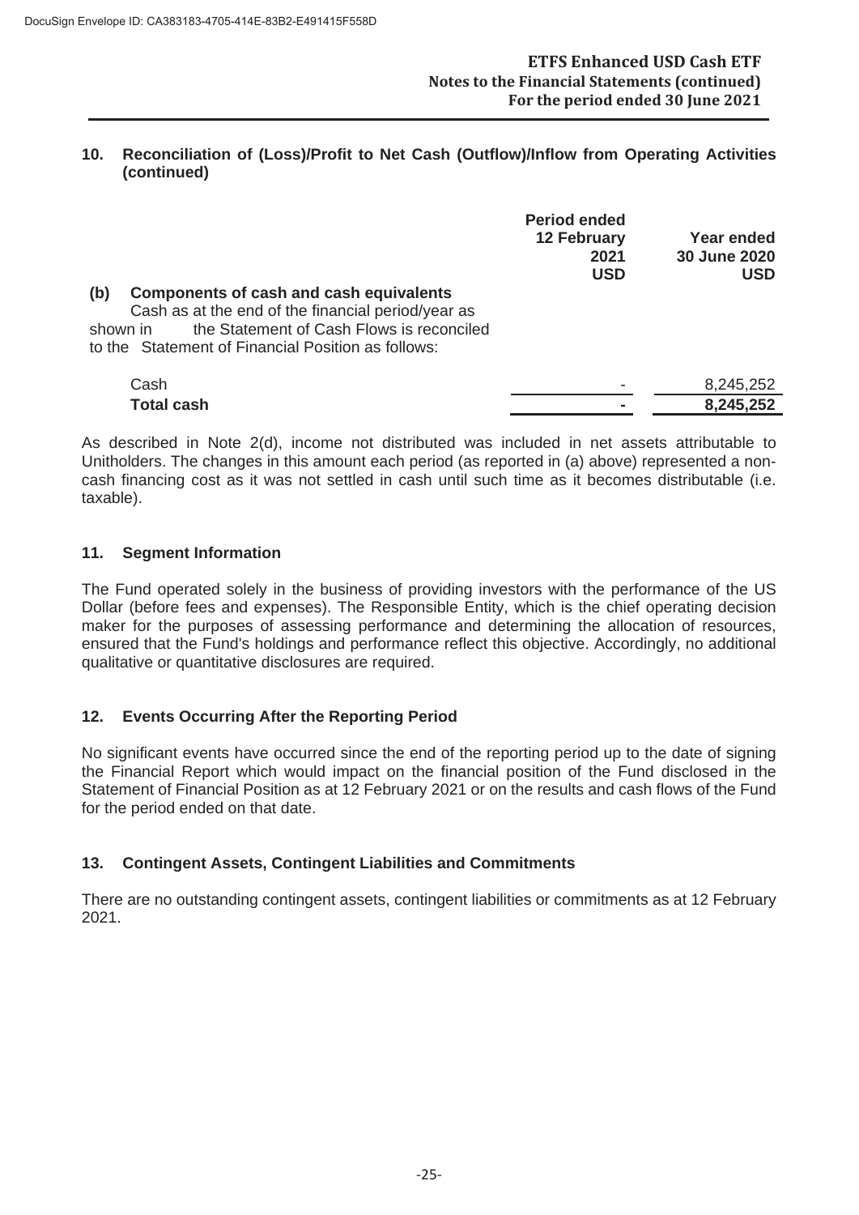## 10. Reconciliation of (Loss)/Profit to Net Cash (Outflow)/Inflow from Operating Activities (continued)

| | Period ended 12 February 2021 USD | Year ended 30 June 2020 USD |
|---|---|---|
| **(b) Components of cash and cash equivalents** | | |
| Cash as at the end of the financial period/year as shown in the Statement of Cash Flows is reconciled to the Statement of Financial Position as follows: | | |
| Cash | - | 8,245,252 |
| **Total cash** | **-** | **8,245,252** |

As described in Note 2(d), income not distributed was included in net assets attributable to Unitholders. The changes in this amount each period (as reported in (a) above) represented a non-cash financing cost as it was not settled in cash until such time as it becomes distributable (i.e. taxable).

## 11. Segment Information

The Fund operated solely in the business of providing investors with the performance of the US Dollar (before fees and expenses). The Responsible Entity, which is the chief operating decision maker for the purposes of assessing performance and determining the allocation of resources, ensured that the Fund's holdings and performance reflect this objective. Accordingly, no additional qualitative or quantitative disclosures are required.

## 12. Events Occurring After the Reporting Period

No significant events have occurred since the end of the reporting period up to the date of signing the Financial Report which would impact on the financial position of the Fund disclosed in the Statement of Financial Position as at 12 February 2021 or on the results and cash flows of the Fund for the period ended on that date.

## 13. Contingent Assets, Contingent Liabilities and Commitments

There are no outstanding contingent assets, contingent liabilities or commitments as at 12 February 2021.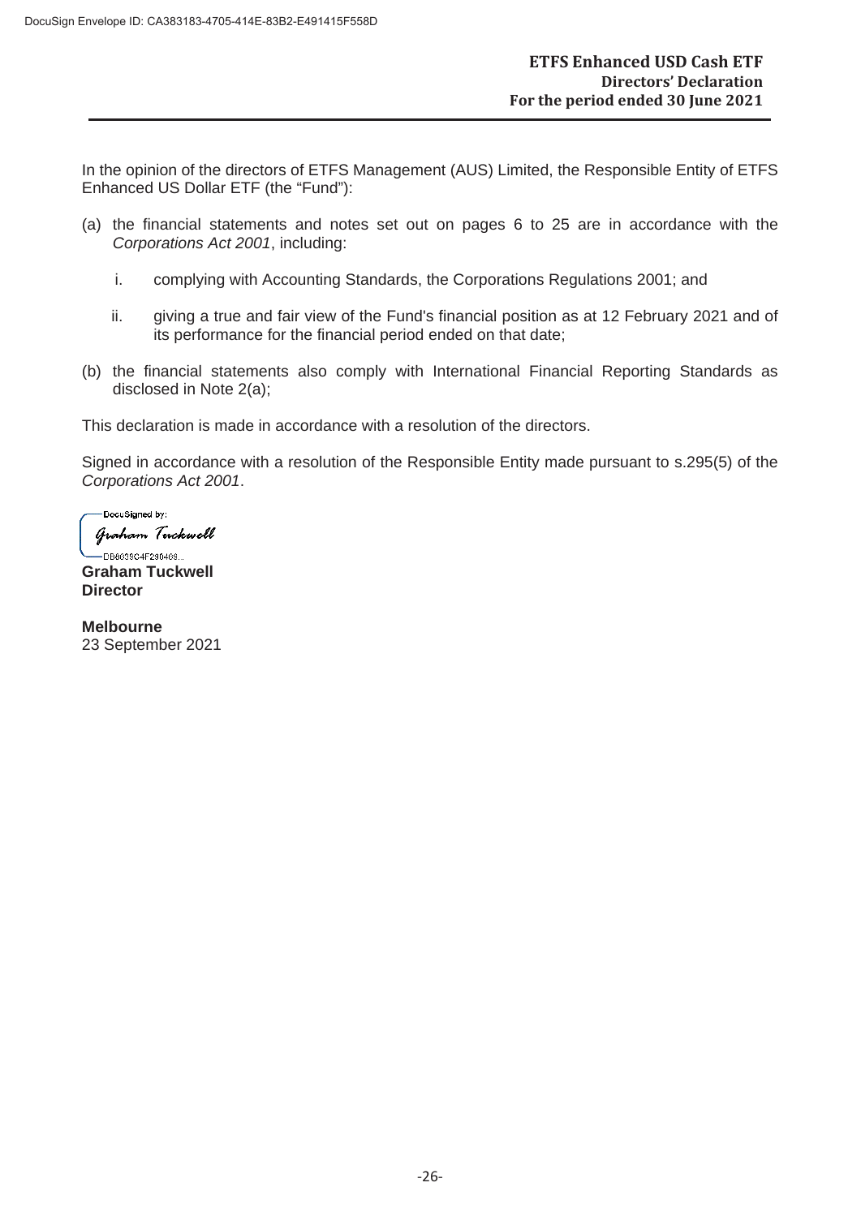**ETFS Enhanced USD Cash ETF**
**Directors' Declaration**
**For the period ended 30 June 2021**

In the opinion of the directors of ETFS Management (AUS) Limited, the Responsible Entity of ETFS Enhanced US Dollar ETF (the "Fund"):

(a) the financial statements and notes set out on pages 6 to 25 are in accordance with the *Corporations Act 2001*, including:

  i. complying with Accounting Standards, the Corporations Regulations 2001; and

  ii. giving a true and fair view of the Fund's financial position as at 12 February 2021 and of its performance for the financial period ended on that date;

(b) the financial statements also comply with International Financial Reporting Standards as disclosed in Note 2(a);

This declaration is made in accordance with a resolution of the directors.

Signed in accordance with a resolution of the Responsible Entity made pursuant to s.295(5) of the *Corporations Act 2001*.

DocuSigned by:
Graham Tuckwell
DB6039C4F290409...

**Graham Tuckwell**
**Director**

**Melbourne**
23 September 2021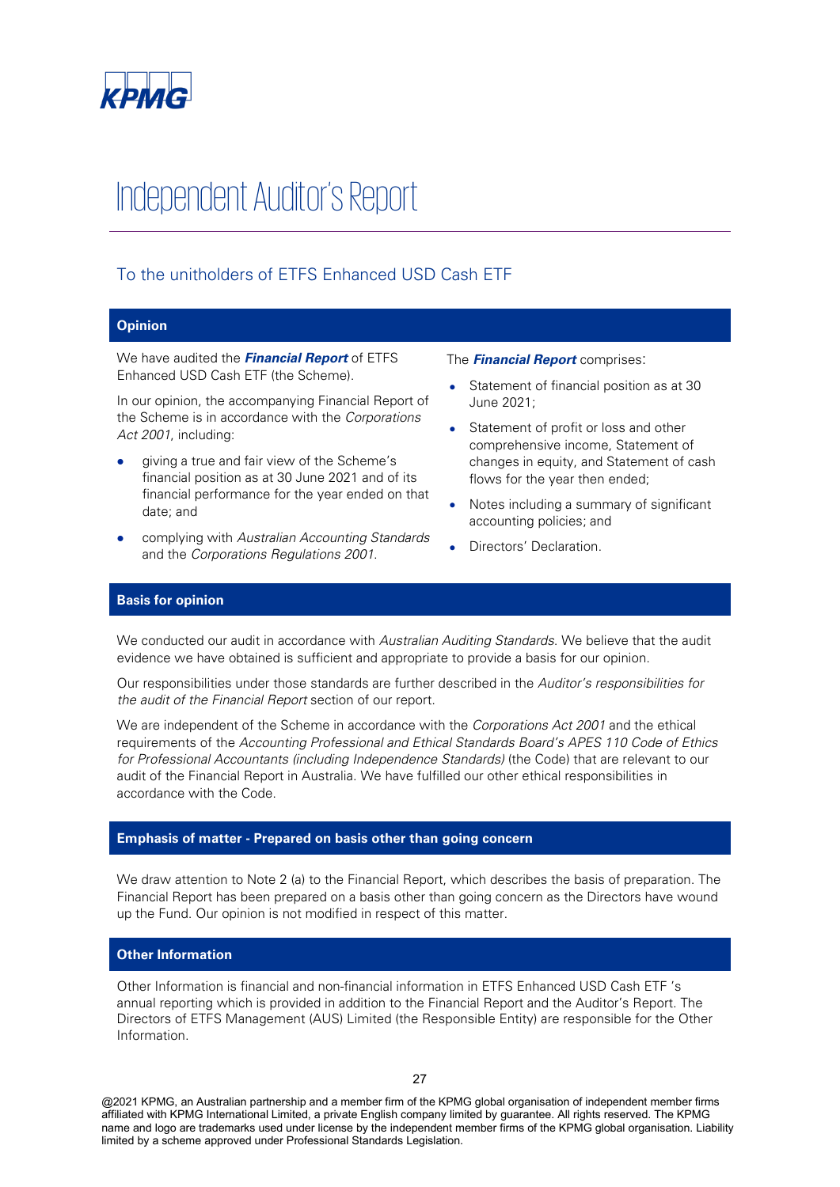KPMG

# Independent Auditor's Report

## To the unitholders of ETFS Enhanced USD Cash ETF

### Opinion

We have audited the ***Financial Report*** of ETFS Enhanced USD Cash ETF (the Scheme).

In our opinion, the accompanying Financial Report of the Scheme is in accordance with the *Corporations Act 2001*, including:

- giving a true and fair view of the Scheme's financial position as at 30 June 2021 and of its financial performance for the year ended on that date; and
- complying with *Australian Accounting Standards* and the *Corporations Regulations 2001*.

The ***Financial Report*** comprises:

- Statement of financial position as at 30 June 2021;
- Statement of profit or loss and other comprehensive income, Statement of changes in equity, and Statement of cash flows for the year then ended;
- Notes including a summary of significant accounting policies; and
- Directors' Declaration.

### Basis for opinion

We conducted our audit in accordance with *Australian Auditing Standards*. We believe that the audit evidence we have obtained is sufficient and appropriate to provide a basis for our opinion.

Our responsibilities under those standards are further described in the *Auditor's responsibilities for the audit of the Financial Report* section of our report.

We are independent of the Scheme in accordance with the *Corporations Act 2001* and the ethical requirements of the *Accounting Professional and Ethical Standards Board's APES 110 Code of Ethics for Professional Accountants (including Independence Standards)* (the Code) that are relevant to our audit of the Financial Report in Australia. We have fulfilled our other ethical responsibilities in accordance with the Code.

### Emphasis of matter - Prepared on basis other than going concern

We draw attention to Note 2 (a) to the Financial Report, which describes the basis of preparation. The Financial Report has been prepared on a basis other than going concern as the Directors have wound up the Fund. Our opinion is not modified in respect of this matter.

### Other Information

Other Information is financial and non-financial information in ETFS Enhanced USD Cash ETF 's annual reporting which is provided in addition to the Financial Report and the Auditor's Report. The Directors of ETFS Management (AUS) Limited (the Responsible Entity) are responsible for the Other Information.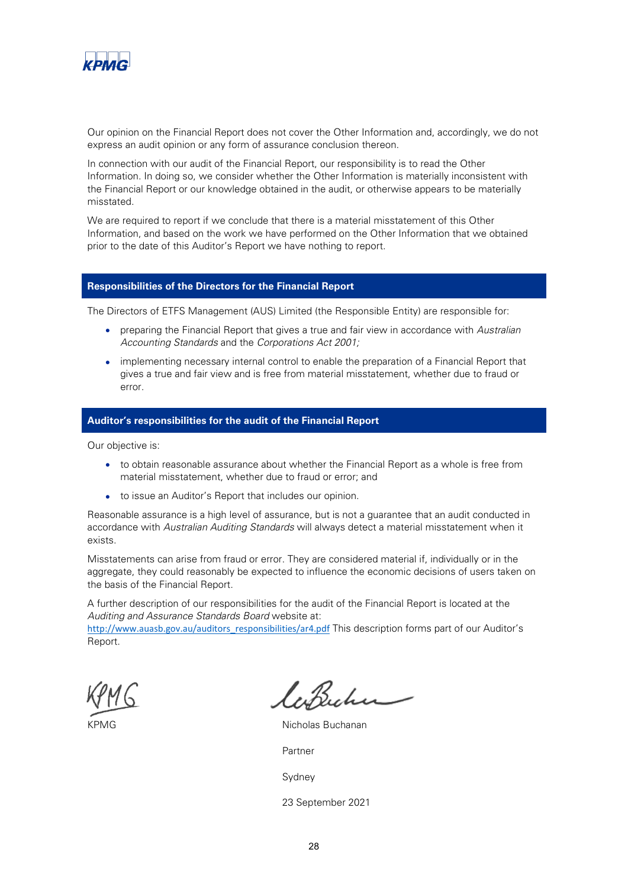Our opinion on the Financial Report does not cover the Other Information and, accordingly, we do not express an audit opinion or any form of assurance conclusion thereon.

In connection with our audit of the Financial Report, our responsibility is to read the Other Information. In doing so, we consider whether the Other Information is materially inconsistent with the Financial Report or our knowledge obtained in the audit, or otherwise appears to be materially misstated.

We are required to report if we conclude that there is a material misstatement of this Other Information, and based on the work we have performed on the Other Information that we obtained prior to the date of this Auditor's Report we have nothing to report.

## Responsibilities of the Directors for the Financial Report

The Directors of ETFS Management (AUS) Limited (the Responsible Entity) are responsible for:

- preparing the Financial Report that gives a true and fair view in accordance with *Australian Accounting Standards* and the *Corporations Act 2001;*
- implementing necessary internal control to enable the preparation of a Financial Report that gives a true and fair view and is free from material misstatement, whether due to fraud or error.

## Auditor's responsibilities for the audit of the Financial Report

Our objective is:

- to obtain reasonable assurance about whether the Financial Report as a whole is free from material misstatement, whether due to fraud or error; and
- to issue an Auditor's Report that includes our opinion.

Reasonable assurance is a high level of assurance, but is not a guarantee that an audit conducted in accordance with *Australian Auditing Standards* will always detect a material misstatement when it exists.

Misstatements can arise from fraud or error. They are considered material if, individually or in the aggregate, they could reasonably be expected to influence the economic decisions of users taken on the basis of the Financial Report.

A further description of our responsibilities for the audit of the Financial Report is located at the *Auditing and Assurance Standards Board* website at:
http://www.auasb.gov.au/auditors_responsibilities/ar4.pdf This description forms part of our Auditor's Report.

KPMG

Nicholas Buchanan

Partner

Sydney

23 September 2021